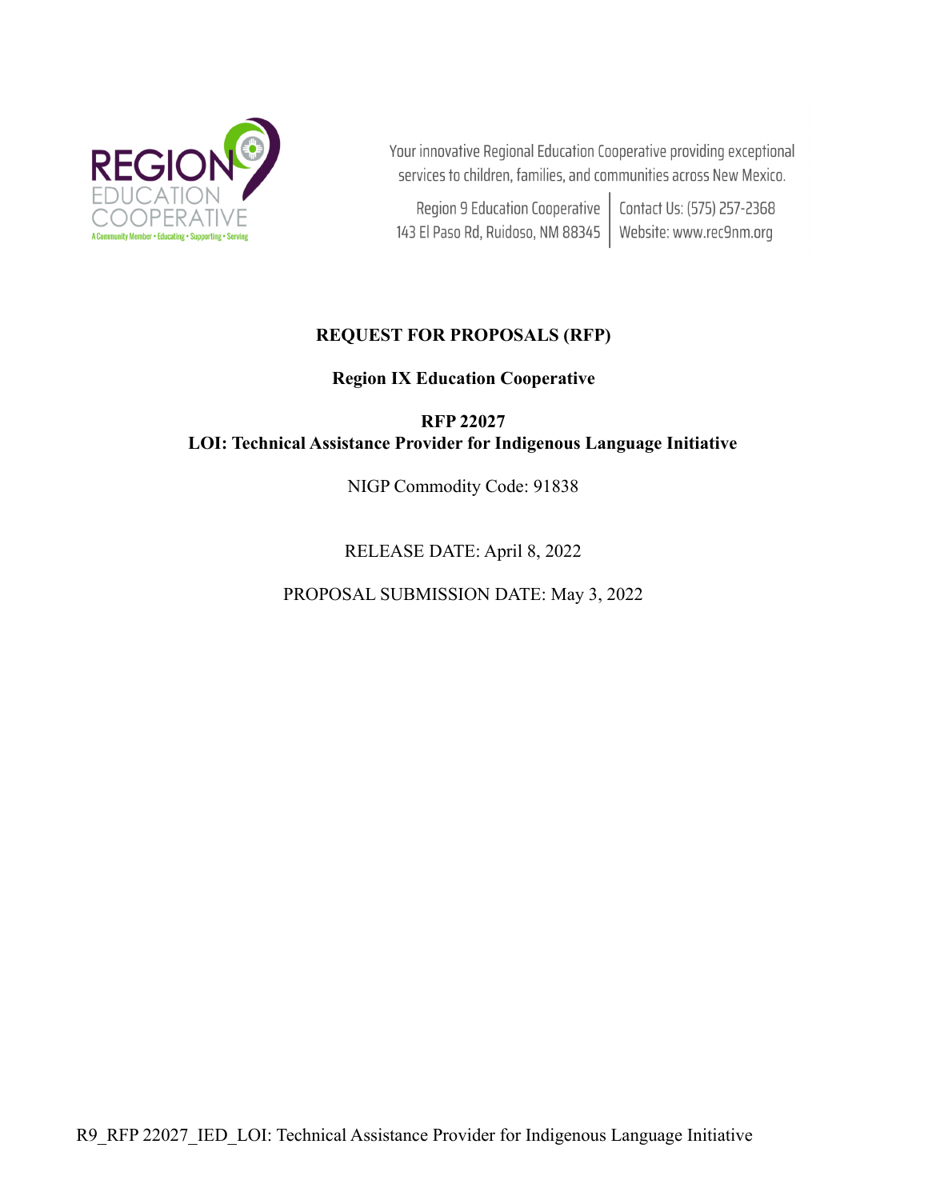Your innovative Regional Education Cooperative providing exceptional services to children, families, and communities across New Mexico.

Region 9 Education Cooperative
143 El Paso Rd, Ruidoso, NM 88345

Contact Us: (575) 257-2368
Website: www.rec9nm.org

# REQUEST FOR PROPOSALS (RFP)

## Region IX Education Cooperative

## RFP 22027
## LOI: Technical Assistance Provider for Indigenous Language Initiative

NIGP Commodity Code: 91838

RELEASE DATE: April 8, 2022

PROPOSAL SUBMISSION DATE: May 3, 2022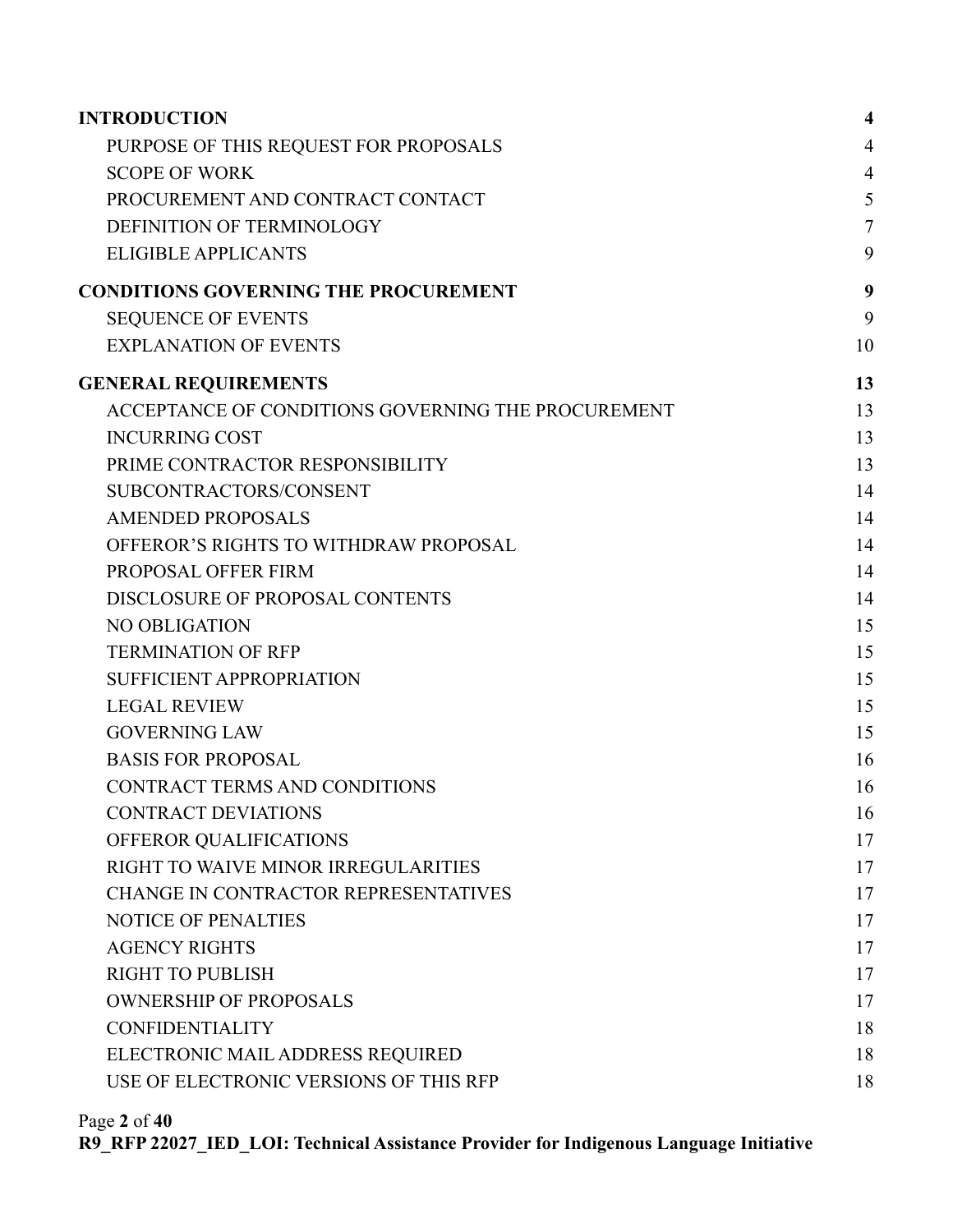| | |
|---|---|
| **INTRODUCTION** | **4** |
| PURPOSE OF THIS REQUEST FOR PROPOSALS | 4 |
| SCOPE OF WORK | 4 |
| PROCUREMENT AND CONTRACT CONTACT | 5 |
| DEFINITION OF TERMINOLOGY | 7 |
| ELIGIBLE APPLICANTS | 9 |
| **CONDITIONS GOVERNING THE PROCUREMENT** | **9** |
| SEQUENCE OF EVENTS | 9 |
| EXPLANATION OF EVENTS | 10 |
| **GENERAL REQUIREMENTS** | **13** |
| ACCEPTANCE OF CONDITIONS GOVERNING THE PROCUREMENT | 13 |
| INCURRING COST | 13 |
| PRIME CONTRACTOR RESPONSIBILITY | 13 |
| SUBCONTRACTORS/CONSENT | 14 |
| AMENDED PROPOSALS | 14 |
| OFFEROR'S RIGHTS TO WITHDRAW PROPOSAL | 14 |
| PROPOSAL OFFER FIRM | 14 |
| DISCLOSURE OF PROPOSAL CONTENTS | 14 |
| NO OBLIGATION | 15 |
| TERMINATION OF RFP | 15 |
| SUFFICIENT APPROPRIATION | 15 |
| LEGAL REVIEW | 15 |
| GOVERNING LAW | 15 |
| BASIS FOR PROPOSAL | 16 |
| CONTRACT TERMS AND CONDITIONS | 16 |
| CONTRACT DEVIATIONS | 16 |
| OFFEROR QUALIFICATIONS | 17 |
| RIGHT TO WAIVE MINOR IRREGULARITIES | 17 |
| CHANGE IN CONTRACTOR REPRESENTATIVES | 17 |
| NOTICE OF PENALTIES | 17 |
| AGENCY RIGHTS | 17 |
| RIGHT TO PUBLISH | 17 |
| OWNERSHIP OF PROPOSALS | 17 |
| CONFIDENTIALITY | 18 |
| ELECTRONIC MAIL ADDRESS REQUIRED | 18 |
| USE OF ELECTRONIC VERSIONS OF THIS RFP | 18 |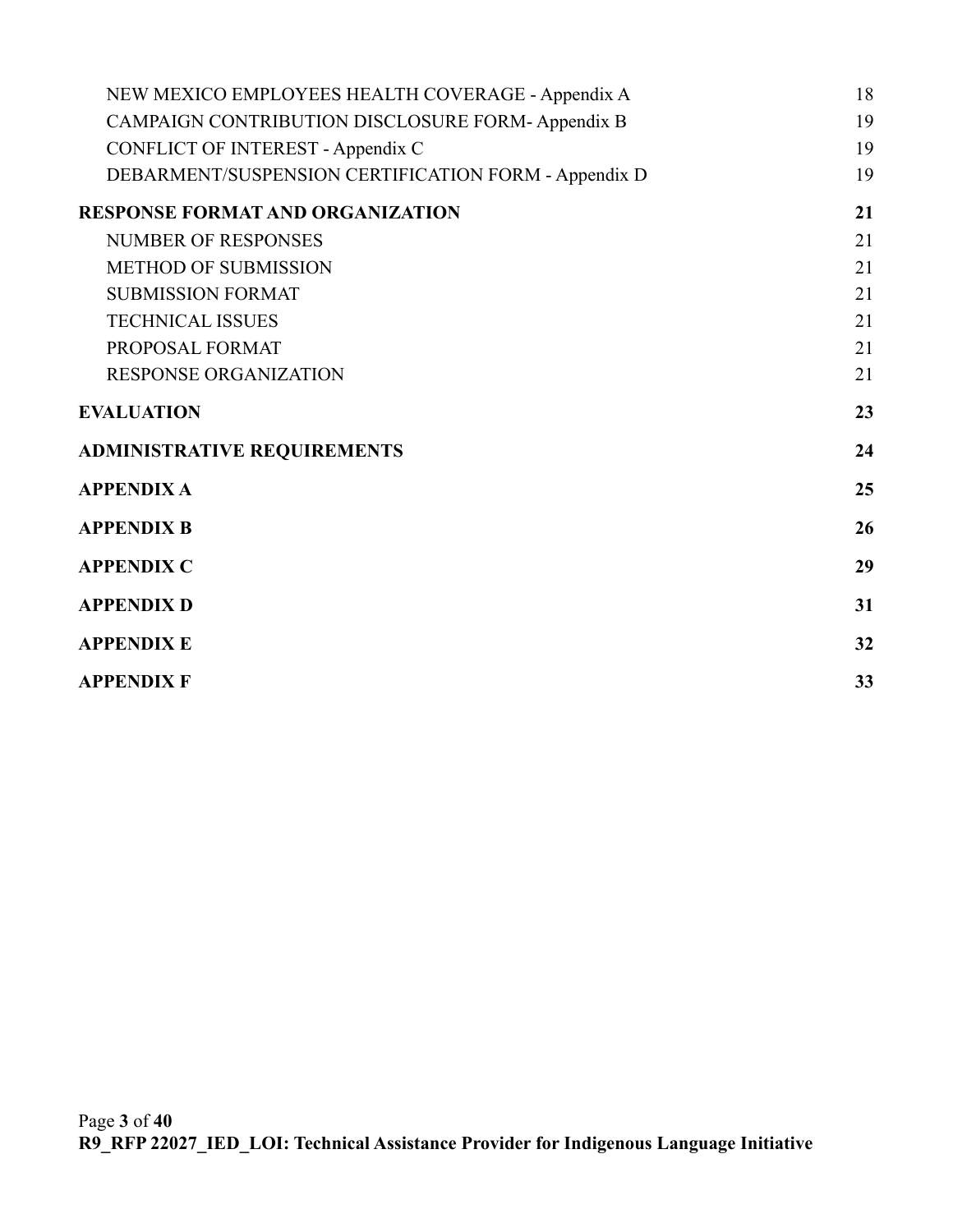NEW MEXICO EMPLOYEES HEALTH COVERAGE - Appendix A 18
CAMPAIGN CONTRIBUTION DISCLOSURE FORM- Appendix B 19
CONFLICT OF INTEREST - Appendix C 19
DEBARMENT/SUSPENSION CERTIFICATION FORM - Appendix D 19

**RESPONSE FORMAT AND ORGANIZATION 21**

NUMBER OF RESPONSES 21
METHOD OF SUBMISSION 21
SUBMISSION FORMAT 21
TECHNICAL ISSUES 21
PROPOSAL FORMAT 21
RESPONSE ORGANIZATION 21

**EVALUATION 23**

**ADMINISTRATIVE REQUIREMENTS 24**

**APPENDIX A 25**

**APPENDIX B 26**

**APPENDIX C 29**

**APPENDIX D 31**

**APPENDIX E 32**

**APPENDIX F 33**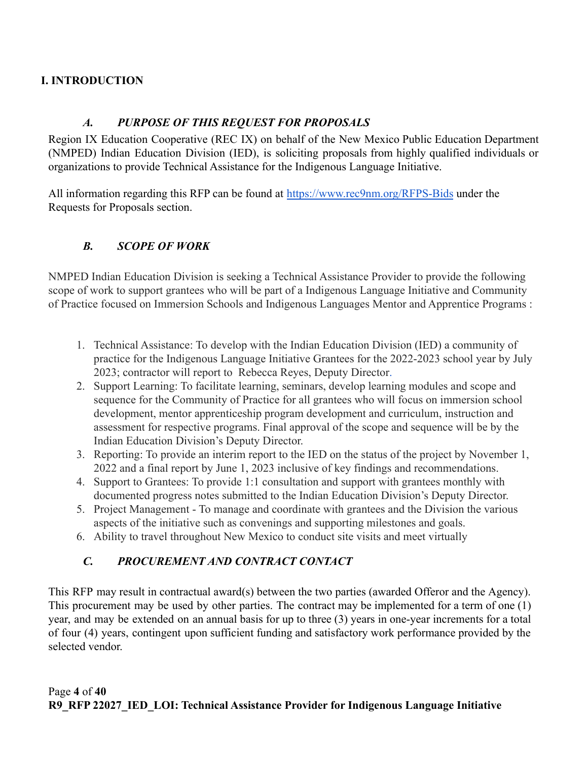# I. INTRODUCTION

### *A. PURPOSE OF THIS REQUEST FOR PROPOSALS*

Region IX Education Cooperative (REC IX) on behalf of the New Mexico Public Education Department (NMPED) Indian Education Division (IED), is soliciting proposals from highly qualified individuals or organizations to provide Technical Assistance for the Indigenous Language Initiative.

All information regarding this RFP can be found at [https://www.rec9nm.org/RFPS-Bids](https://www.rec9nm.org/RFPS-Bids) under the Requests for Proposals section.

### *B. SCOPE OF WORK*

NMPED Indian Education Division is seeking a Technical Assistance Provider to provide the following scope of work to support grantees who will be part of a Indigenous Language Initiative and Community of Practice focused on Immersion Schools and Indigenous Languages Mentor and Apprentice Programs :

1. Technical Assistance: To develop with the Indian Education Division (IED) a community of practice for the Indigenous Language Initiative Grantees for the 2022-2023 school year by July 2023; contractor will report to Rebecca Reyes, Deputy Director.
2. Support Learning: To facilitate learning, seminars, develop learning modules and scope and sequence for the Community of Practice for all grantees who will focus on immersion school development, mentor apprenticeship program development and curriculum, instruction and assessment for respective programs. Final approval of the scope and sequence will be by the Indian Education Division's Deputy Director.
3. Reporting: To provide an interim report to the IED on the status of the project by November 1, 2022 and a final report by June 1, 2023 inclusive of key findings and recommendations.
4. Support to Grantees: To provide 1:1 consultation and support with grantees monthly with documented progress notes submitted to the Indian Education Division's Deputy Director.
5. Project Management - To manage and coordinate with grantees and the Division the various aspects of the initiative such as convenings and supporting milestones and goals.
6. Ability to travel throughout New Mexico to conduct site visits and meet virtually

### *C. PROCUREMENT AND CONTRACT CONTACT*

This RFP may result in contractual award(s) between the two parties (awarded Offeror and the Agency). This procurement may be used by other parties. The contract may be implemented for a term of one (1) year, and may be extended on an annual basis for up to three (3) years in one-year increments for a total of four (4) years, contingent upon sufficient funding and satisfactory work performance provided by the selected vendor.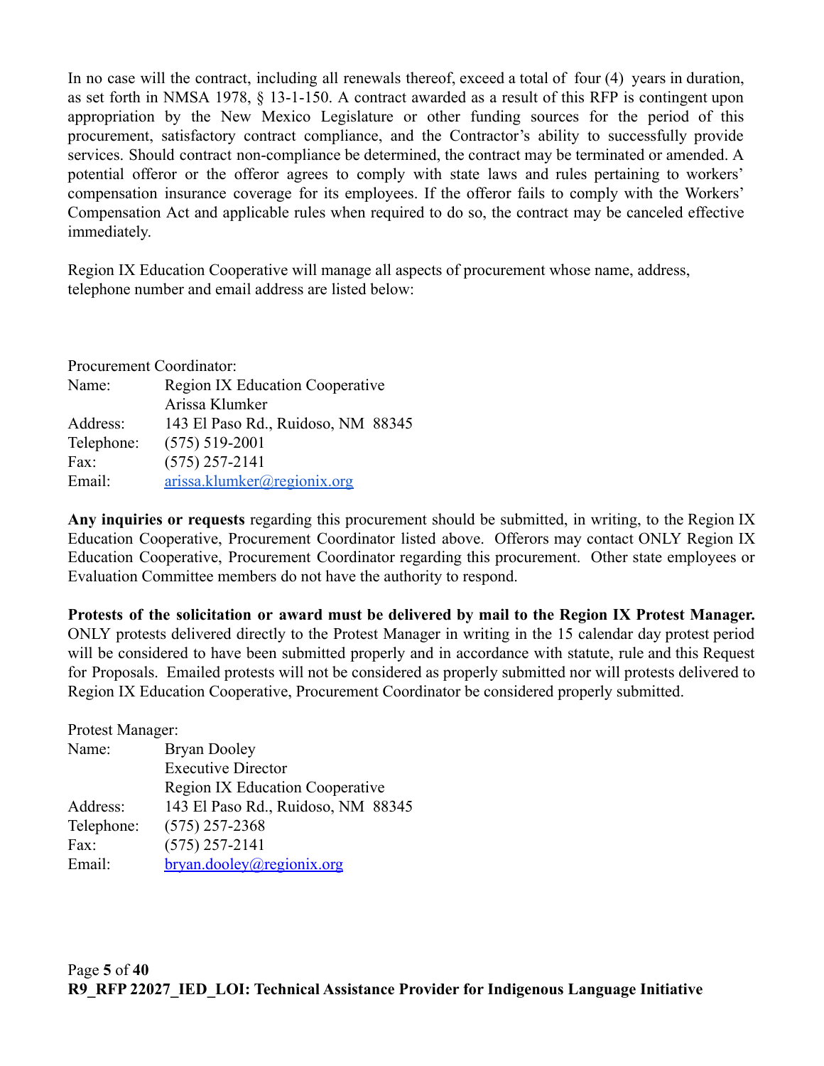In no case will the contract, including all renewals thereof, exceed a total of four (4) years in duration, as set forth in NMSA 1978, § 13-1-150. A contract awarded as a result of this RFP is contingent upon appropriation by the New Mexico Legislature or other funding sources for the period of this procurement, satisfactory contract compliance, and the Contractor's ability to successfully provide services. Should contract non-compliance be determined, the contract may be terminated or amended. A potential offeror or the offeror agrees to comply with state laws and rules pertaining to workers' compensation insurance coverage for its employees. If the offeror fails to comply with the Workers' Compensation Act and applicable rules when required to do so, the contract may be canceled effective immediately.

Region IX Education Cooperative will manage all aspects of procurement whose name, address, telephone number and email address are listed below:

Procurement Coordinator:

| | |
|---|---|
| Name: | Region IX Education Cooperative |
| | Arissa Klumker |
| Address: | 143 El Paso Rd., Ruidoso, NM 88345 |
| Telephone: | (575) 519-2001 |
| Fax: | (575) 257-2141 |
| Email: | arissa.klumker@regionix.org |

**Any inquiries or requests** regarding this procurement should be submitted, in writing, to the Region IX Education Cooperative, Procurement Coordinator listed above. Offerors may contact ONLY Region IX Education Cooperative, Procurement Coordinator regarding this procurement. Other state employees or Evaluation Committee members do not have the authority to respond.

**Protests of the solicitation or award must be delivered by mail to the Region IX Protest Manager.** ONLY protests delivered directly to the Protest Manager in writing in the 15 calendar day protest period will be considered to have been submitted properly and in accordance with statute, rule and this Request for Proposals. Emailed protests will not be considered as properly submitted nor will protests delivered to Region IX Education Cooperative, Procurement Coordinator be considered properly submitted.

Protest Manager:

| | |
|---|---|
| Name: | Bryan Dooley |
| | Executive Director |
| | Region IX Education Cooperative |
| Address: | 143 El Paso Rd., Ruidoso, NM 88345 |
| Telephone: | (575) 257-2368 |
| Fax: | (575) 257-2141 |
| Email: | bryan.dooley@regionix.org |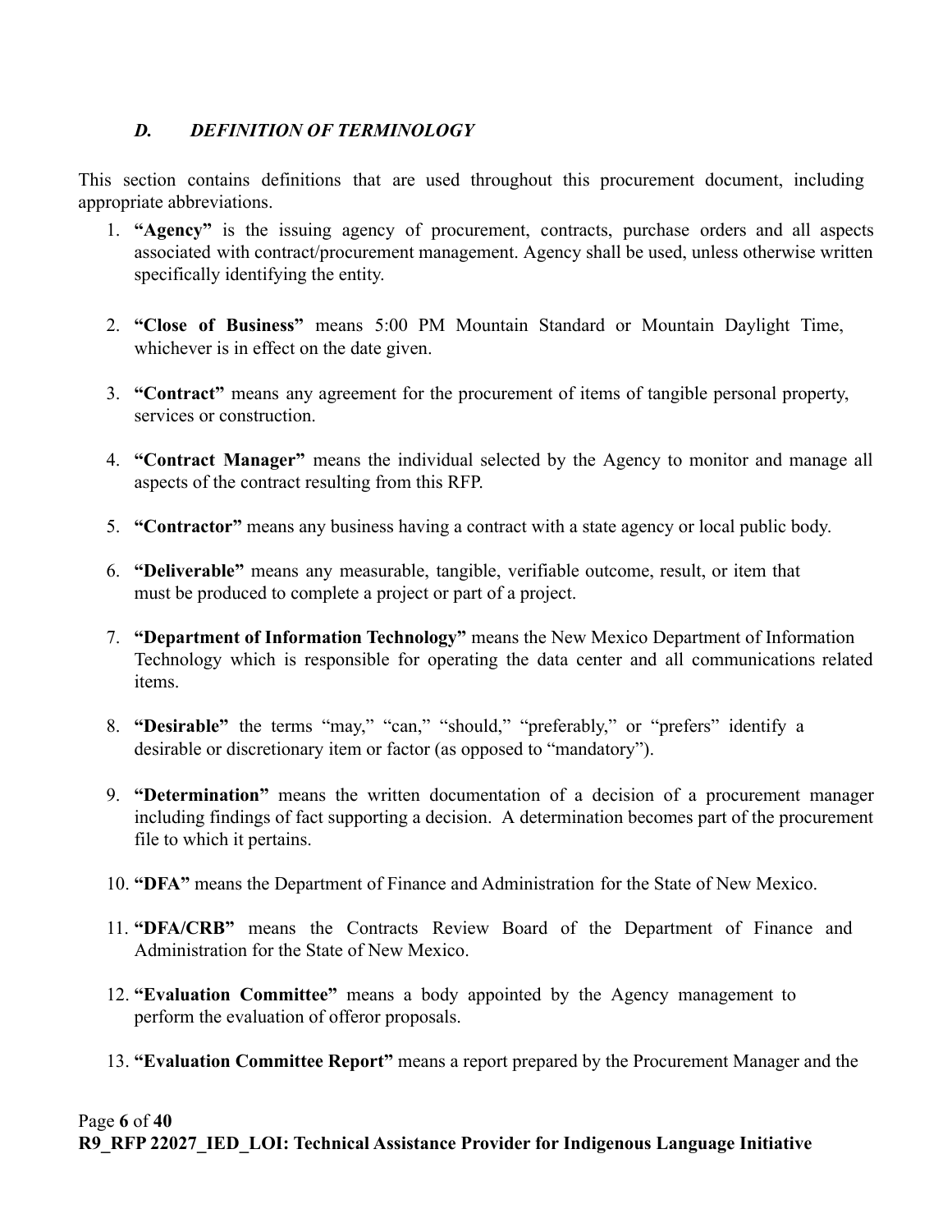### *D. DEFINITION OF TERMINOLOGY*

This section contains definitions that are used throughout this procurement document, including appropriate abbreviations.

1. **"Agency"** is the issuing agency of procurement, contracts, purchase orders and all aspects associated with contract/procurement management. Agency shall be used, unless otherwise written specifically identifying the entity.

2. **"Close of Business"** means 5:00 PM Mountain Standard or Mountain Daylight Time, whichever is in effect on the date given.

3. **"Contract"** means any agreement for the procurement of items of tangible personal property, services or construction.

4. **"Contract Manager"** means the individual selected by the Agency to monitor and manage all aspects of the contract resulting from this RFP.

5. **"Contractor"** means any business having a contract with a state agency or local public body.

6. **"Deliverable"** means any measurable, tangible, verifiable outcome, result, or item that must be produced to complete a project or part of a project.

7. **"Department of Information Technology"** means the New Mexico Department of Information Technology which is responsible for operating the data center and all communications related items.

8. **"Desirable"** the terms "may," "can," "should," "preferably," or "prefers" identify a desirable or discretionary item or factor (as opposed to "mandatory").

9. **"Determination"** means the written documentation of a decision of a procurement manager including findings of fact supporting a decision. A determination becomes part of the procurement file to which it pertains.

10. **"DFA"** means the Department of Finance and Administration for the State of New Mexico.

11. **"DFA/CRB"** means the Contracts Review Board of the Department of Finance and Administration for the State of New Mexico.

12. **"Evaluation Committee"** means a body appointed by the Agency management to perform the evaluation of offeror proposals.

13. **"Evaluation Committee Report"** means a report prepared by the Procurement Manager and the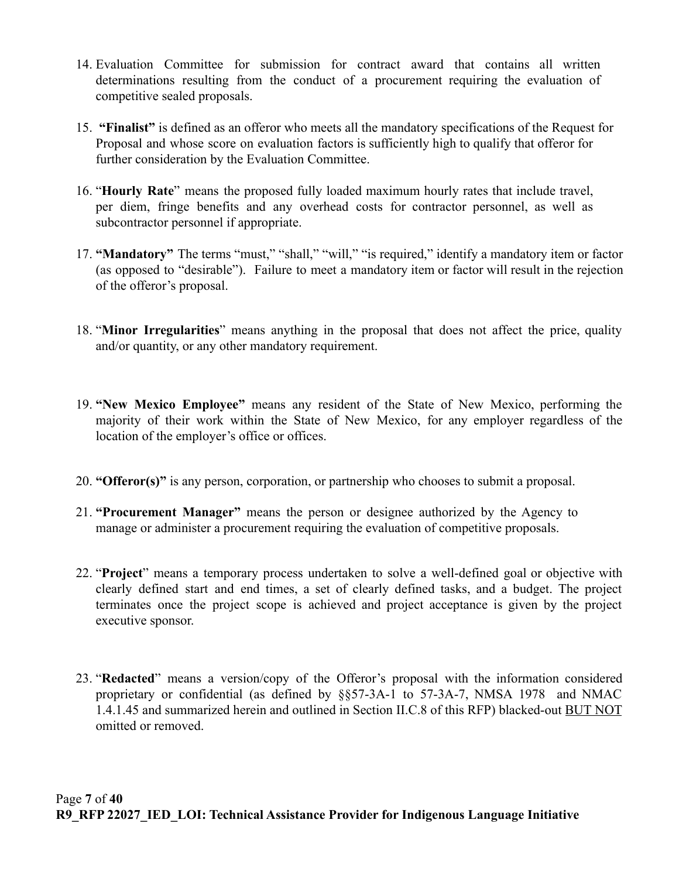14. Evaluation Committee for submission for contract award that contains all written determinations resulting from the conduct of a procurement requiring the evaluation of competitive sealed proposals.

15. **"Finalist"** is defined as an offeror who meets all the mandatory specifications of the Request for Proposal and whose score on evaluation factors is sufficiently high to qualify that offeror for further consideration by the Evaluation Committee.

16. "**Hourly Rate**" means the proposed fully loaded maximum hourly rates that include travel, per diem, fringe benefits and any overhead costs for contractor personnel, as well as subcontractor personnel if appropriate.

17. **"Mandatory"** The terms "must," "shall," "will," "is required," identify a mandatory item or factor (as opposed to "desirable"). Failure to meet a mandatory item or factor will result in the rejection of the offeror's proposal.

18. "**Minor Irregularities**" means anything in the proposal that does not affect the price, quality and/or quantity, or any other mandatory requirement.

19. **"New Mexico Employee"** means any resident of the State of New Mexico, performing the majority of their work within the State of New Mexico, for any employer regardless of the location of the employer's office or offices.

20. **"Offeror(s)"** is any person, corporation, or partnership who chooses to submit a proposal.

21. **"Procurement Manager"** means the person or designee authorized by the Agency to manage or administer a procurement requiring the evaluation of competitive proposals.

22. "**Project**" means a temporary process undertaken to solve a well-defined goal or objective with clearly defined start and end times, a set of clearly defined tasks, and a budget. The project terminates once the project scope is achieved and project acceptance is given by the project executive sponsor.

23. "**Redacted**" means a version/copy of the Offeror's proposal with the information considered proprietary or confidential (as defined by §§57-3A-1 to 57-3A-7, NMSA 1978 and NMAC 1.4.1.45 and summarized herein and outlined in Section II.C.8 of this RFP) blacked-out <u>BUT NOT</u> omitted or removed.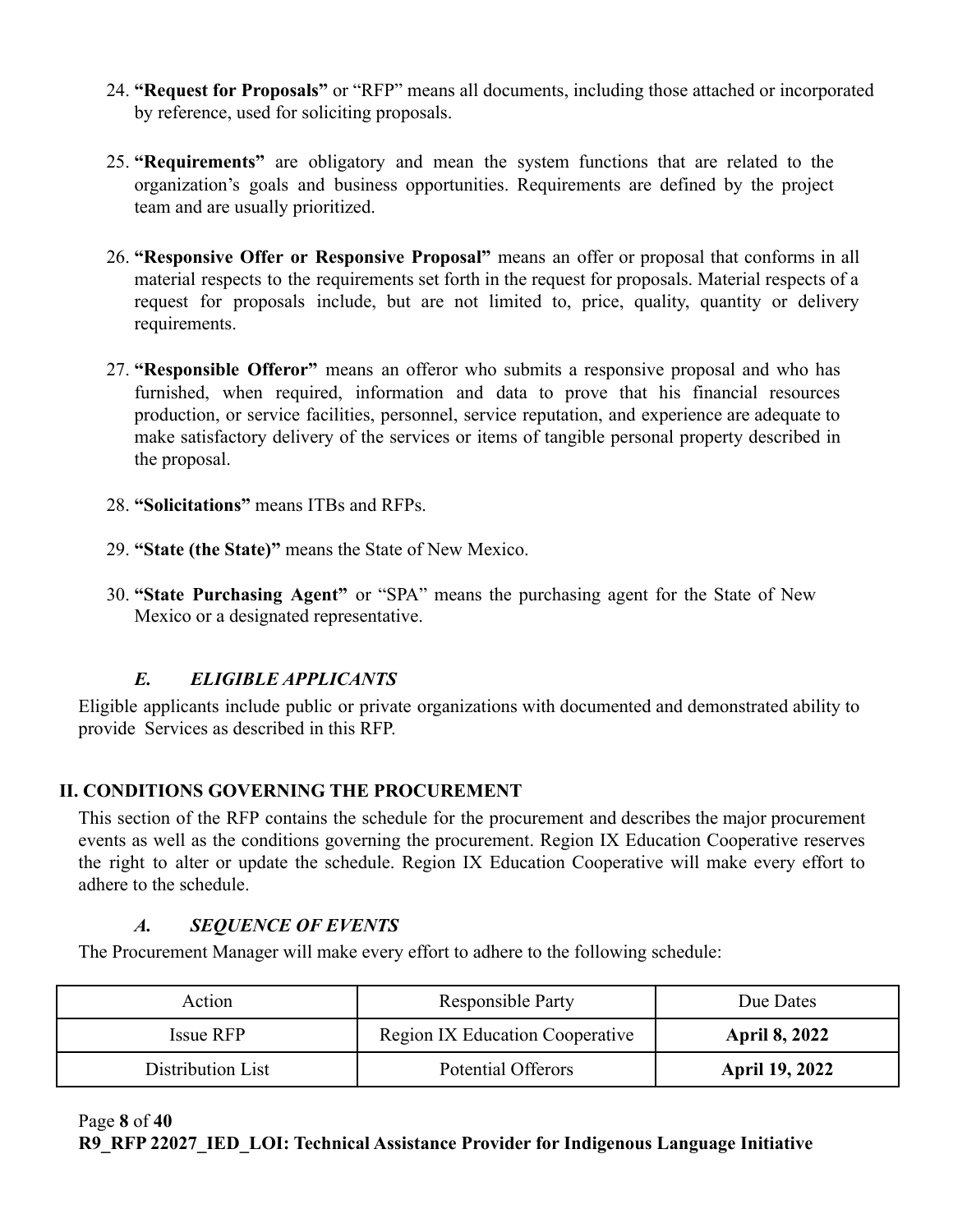24. **"Request for Proposals"** or "RFP" means all documents, including those attached or incorporated by reference, used for soliciting proposals.

25. **"Requirements"** are obligatory and mean the system functions that are related to the organization's goals and business opportunities. Requirements are defined by the project team and are usually prioritized.

26. **"Responsive Offer or Responsive Proposal"** means an offer or proposal that conforms in all material respects to the requirements set forth in the request for proposals. Material respects of a request for proposals include, but are not limited to, price, quality, quantity or delivery requirements.

27. **"Responsible Offeror"** means an offeror who submits a responsive proposal and who has furnished, when required, information and data to prove that his financial resources production, or service facilities, personnel, service reputation, and experience are adequate to make satisfactory delivery of the services or items of tangible personal property described in the proposal.

28. **"Solicitations"** means ITBs and RFPs.

29. **"State (the State)"** means the State of New Mexico.

30. **"State Purchasing Agent"** or "SPA" means the purchasing agent for the State of New Mexico or a designated representative.

### *E. ELIGIBLE APPLICANTS*

Eligible applicants include public or private organizations with documented and demonstrated ability to provide Services as described in this RFP.

## II. CONDITIONS GOVERNING THE PROCUREMENT

This section of the RFP contains the schedule for the procurement and describes the major procurement events as well as the conditions governing the procurement. Region IX Education Cooperative reserves the right to alter or update the schedule. Region IX Education Cooperative will make every effort to adhere to the schedule.

### *A. SEQUENCE OF EVENTS*

The Procurement Manager will make every effort to adhere to the following schedule:

| Action | Responsible Party | Due Dates |
|---|---|---|
| Issue RFP | Region IX Education Cooperative | **April 8, 2022** |
| Distribution List | Potential Offerors | **April 19, 2022** |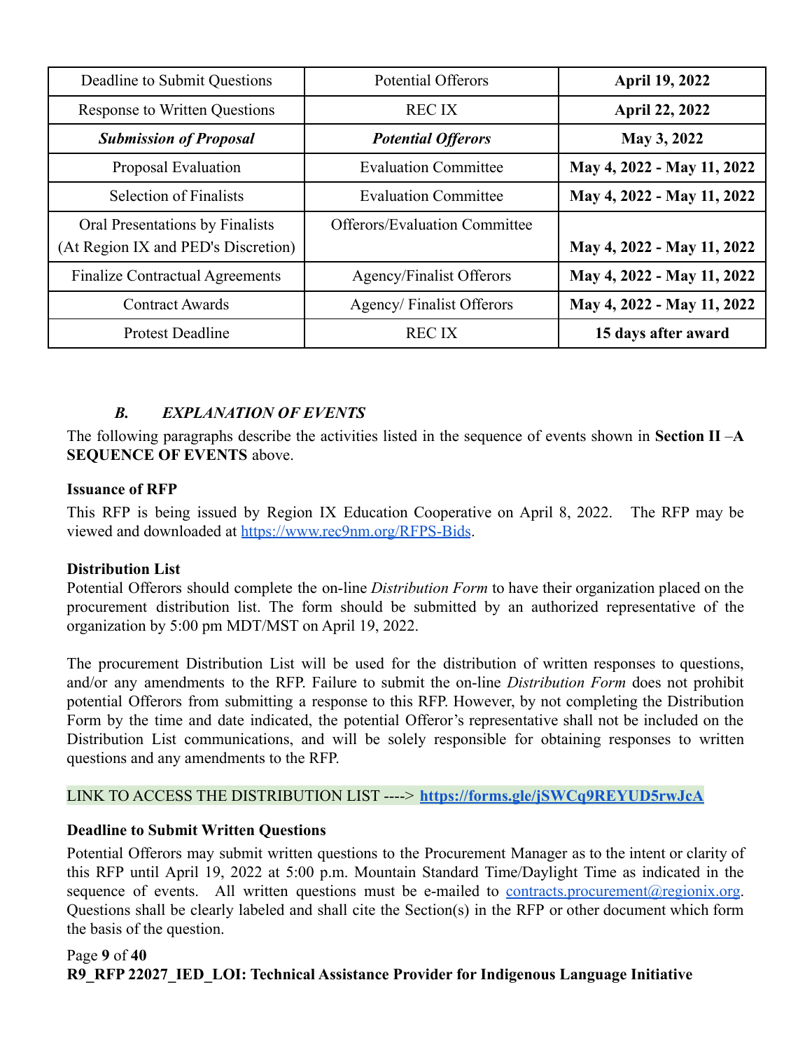| Deadline to Submit Questions | Potential Offerors | **April 19, 2022** |
|---|---|---|
| Response to Written Questions | REC IX | **April 22, 2022** |
| ***Submission of Proposal*** | ***Potential Offerors*** | **May 3, 2022** |
| Proposal Evaluation | Evaluation Committee | **May 4, 2022 - May 11, 2022** |
| Selection of Finalists | Evaluation Committee | **May 4, 2022 - May 11, 2022** |
| Oral Presentations by Finalists (At Region IX and PED's Discretion) | Offerors/Evaluation Committee | **May 4, 2022 - May 11, 2022** |
| Finalize Contractual Agreements | Agency/Finalist Offerors | **May 4, 2022 - May 11, 2022** |
| Contract Awards | Agency/ Finalist Offerors | **May 4, 2022 - May 11, 2022** |
| Protest Deadline | REC IX | **15 days after award** |

### *B. EXPLANATION OF EVENTS*

The following paragraphs describe the activities listed in the sequence of events shown in **Section II –A SEQUENCE OF EVENTS** above.

**Issuance of RFP**

This RFP is being issued by Region IX Education Cooperative on April 8, 2022. The RFP may be viewed and downloaded at https://www.rec9nm.org/RFPS-Bids.

**Distribution List**

Potential Offerors should complete the on-line *Distribution Form* to have their organization placed on the procurement distribution list. The form should be submitted by an authorized representative of the organization by 5:00 pm MDT/MST on April 19, 2022.

The procurement Distribution List will be used for the distribution of written responses to questions, and/or any amendments to the RFP. Failure to submit the on-line *Distribution Form* does not prohibit potential Offerors from submitting a response to this RFP. However, by not completing the Distribution Form by the time and date indicated, the potential Offeror's representative shall not be included on the Distribution List communications, and will be solely responsible for obtaining responses to written questions and any amendments to the RFP.

LINK TO ACCESS THE DISTRIBUTION LIST ----> **https://forms.gle/jSWCq9REYUD5rwJcA**

**Deadline to Submit Written Questions**

Potential Offerors may submit written questions to the Procurement Manager as to the intent or clarity of this RFP until April 19, 2022 at 5:00 p.m. Mountain Standard Time/Daylight Time as indicated in the sequence of events. All written questions must be e-mailed to contracts.procurement@regionix.org. Questions shall be clearly labeled and shall cite the Section(s) in the RFP or other document which form the basis of the question.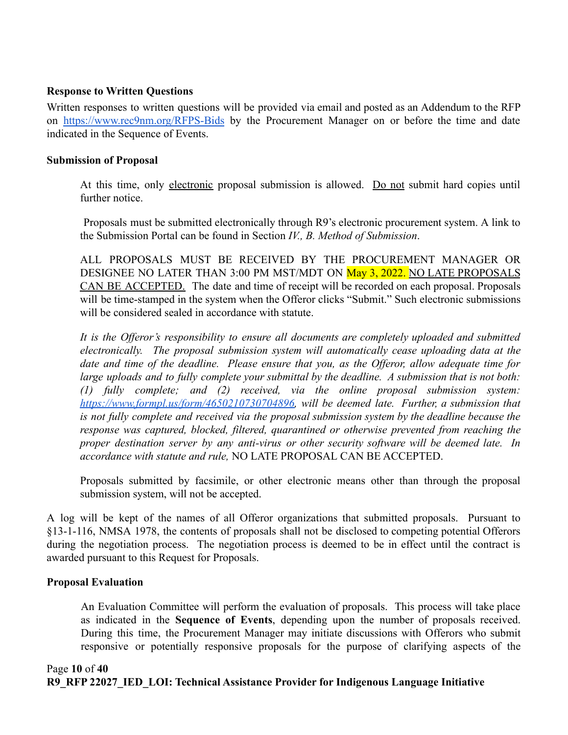**Response to Written Questions**

Written responses to written questions will be provided via email and posted as an Addendum to the RFP on https://www.rec9nm.org/RFPS-Bids by the Procurement Manager on or before the time and date indicated in the Sequence of Events.

**Submission of Proposal**

At this time, only electronic proposal submission is allowed. Do not submit hard copies until further notice.

Proposals must be submitted electronically through R9's electronic procurement system. A link to the Submission Portal can be found in Section *IV., B. Method of Submission*.

ALL PROPOSALS MUST BE RECEIVED BY THE PROCUREMENT MANAGER OR DESIGNEE NO LATER THAN 3:00 PM MST/MDT ON May 3, 2022. NO LATE PROPOSALS CAN BE ACCEPTED. The date and time of receipt will be recorded on each proposal. Proposals will be time-stamped in the system when the Offeror clicks "Submit." Such electronic submissions will be considered sealed in accordance with statute.

*It is the Offeror's responsibility to ensure all documents are completely uploaded and submitted electronically. The proposal submission system will automatically cease uploading data at the date and time of the deadline. Please ensure that you, as the Offeror, allow adequate time for large uploads and to fully complete your submittal by the deadline. A submission that is not both: (1) fully complete; and (2) received, via the online proposal submission system: https://www.formpl.us/form/4650210730704896, will be deemed late. Further, a submission that is not fully complete and received via the proposal submission system by the deadline because the response was captured, blocked, filtered, quarantined or otherwise prevented from reaching the proper destination server by any anti-virus or other security software will be deemed late. In accordance with statute and rule,* NO LATE PROPOSAL CAN BE ACCEPTED.

Proposals submitted by facsimile, or other electronic means other than through the proposal submission system, will not be accepted.

A log will be kept of the names of all Offeror organizations that submitted proposals. Pursuant to §13-1-116, NMSA 1978, the contents of proposals shall not be disclosed to competing potential Offerors during the negotiation process. The negotiation process is deemed to be in effect until the contract is awarded pursuant to this Request for Proposals.

**Proposal Evaluation**

An Evaluation Committee will perform the evaluation of proposals. This process will take place as indicated in the **Sequence of Events**, depending upon the number of proposals received. During this time, the Procurement Manager may initiate discussions with Offerors who submit responsive or potentially responsive proposals for the purpose of clarifying aspects of the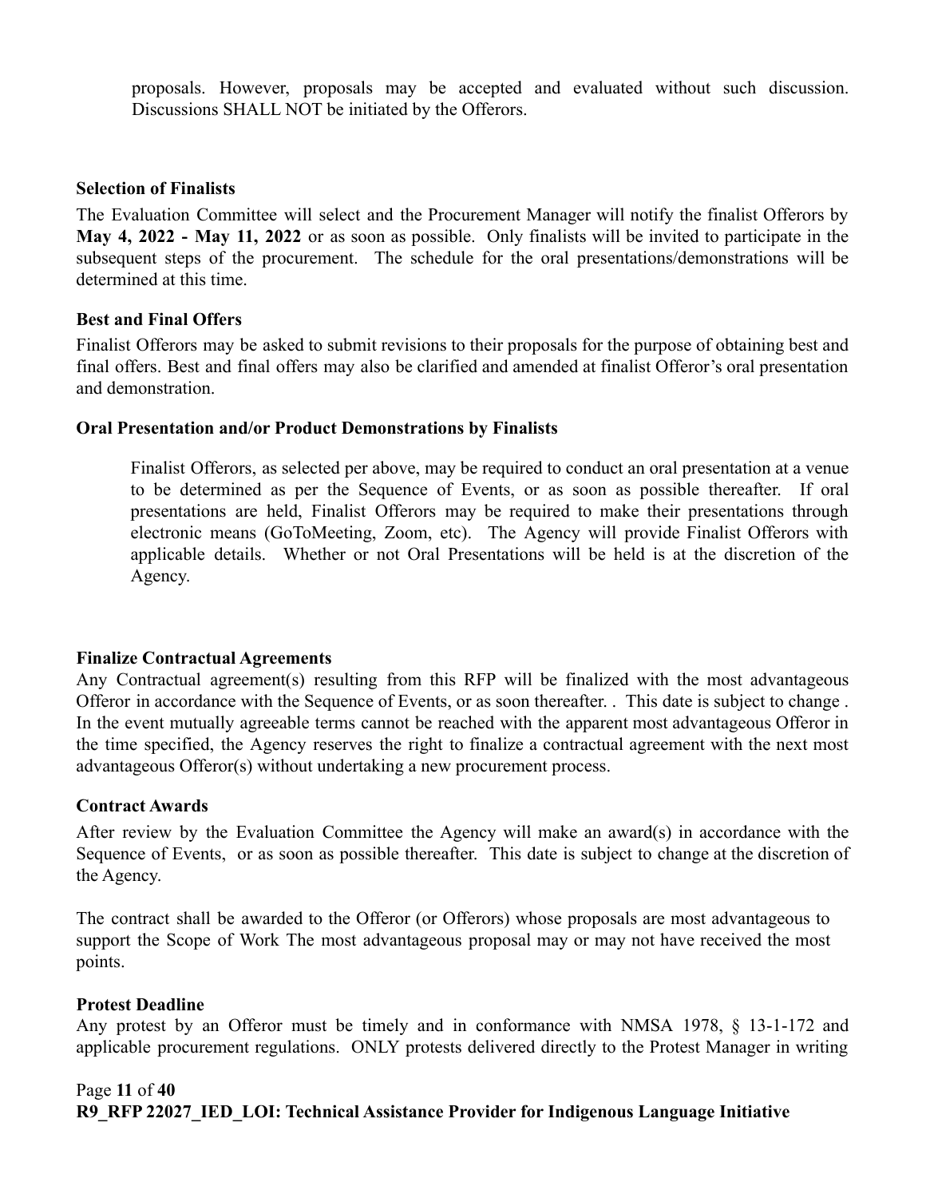proposals. However, proposals may be accepted and evaluated without such discussion. Discussions SHALL NOT be initiated by the Offerors.

**Selection of Finalists**

The Evaluation Committee will select and the Procurement Manager will notify the finalist Offerors by **May 4, 2022 - May 11, 2022** or as soon as possible. Only finalists will be invited to participate in the subsequent steps of the procurement. The schedule for the oral presentations/demonstrations will be determined at this time.

**Best and Final Offers**

Finalist Offerors may be asked to submit revisions to their proposals for the purpose of obtaining best and final offers. Best and final offers may also be clarified and amended at finalist Offeror's oral presentation and demonstration.

**Oral Presentation and/or Product Demonstrations by Finalists**

Finalist Offerors, as selected per above, may be required to conduct an oral presentation at a venue to be determined as per the Sequence of Events, or as soon as possible thereafter. If oral presentations are held, Finalist Offerors may be required to make their presentations through electronic means (GoToMeeting, Zoom, etc). The Agency will provide Finalist Offerors with applicable details. Whether or not Oral Presentations will be held is at the discretion of the Agency.

**Finalize Contractual Agreements**

Any Contractual agreement(s) resulting from this RFP will be finalized with the most advantageous Offeror in accordance with the Sequence of Events, or as soon thereafter. . This date is subject to change . In the event mutually agreeable terms cannot be reached with the apparent most advantageous Offeror in the time specified, the Agency reserves the right to finalize a contractual agreement with the next most advantageous Offeror(s) without undertaking a new procurement process.

**Contract Awards**

After review by the Evaluation Committee the Agency will make an award(s) in accordance with the Sequence of Events, or as soon as possible thereafter. This date is subject to change at the discretion of the Agency.

The contract shall be awarded to the Offeror (or Offerors) whose proposals are most advantageous to support the Scope of Work The most advantageous proposal may or may not have received the most points.

**Protest Deadline**

Any protest by an Offeror must be timely and in conformance with NMSA 1978, § 13-1-172 and applicable procurement regulations. ONLY protests delivered directly to the Protest Manager in writing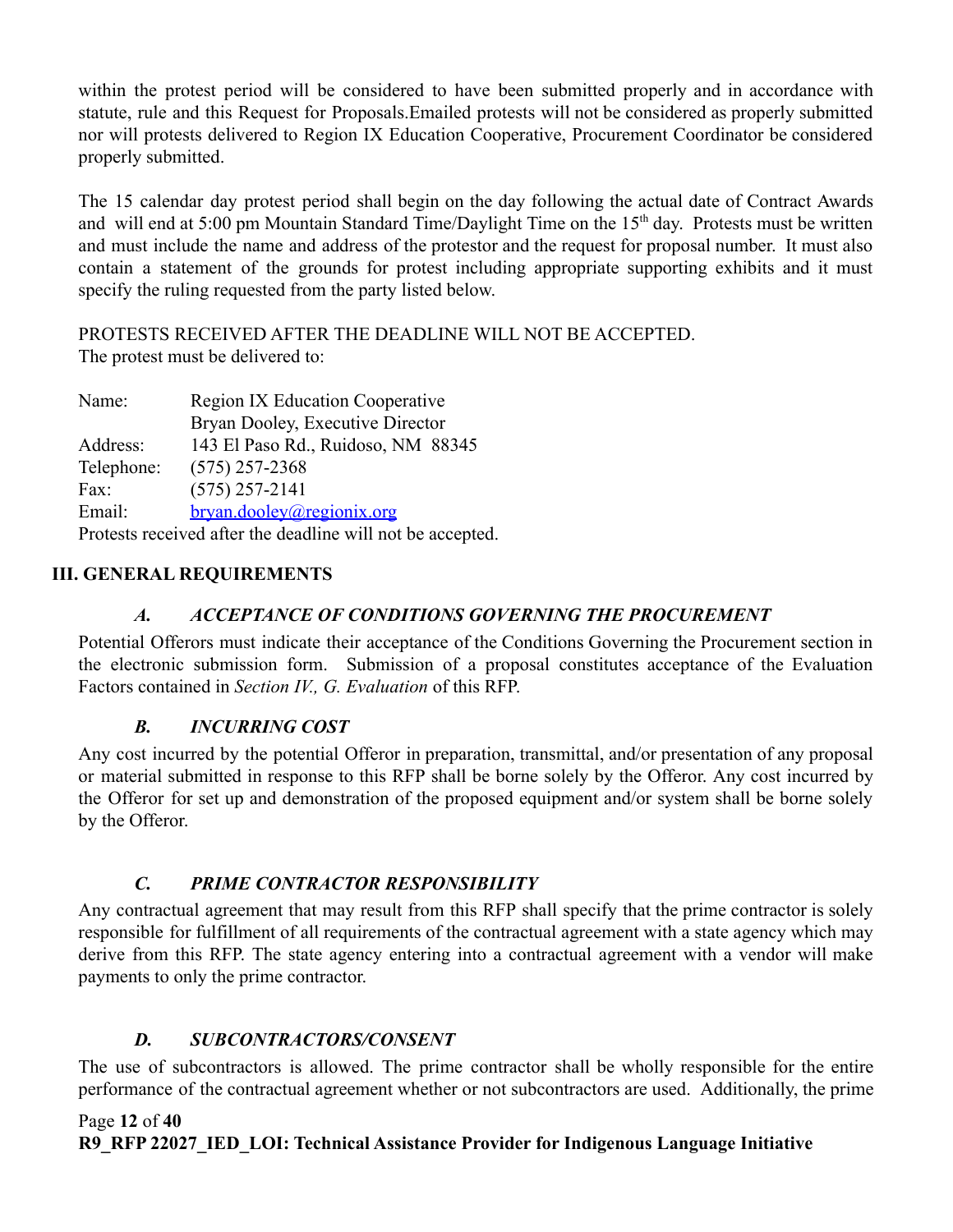within the protest period will be considered to have been submitted properly and in accordance with statute, rule and this Request for Proposals.Emailed protests will not be considered as properly submitted nor will protests delivered to Region IX Education Cooperative, Procurement Coordinator be considered properly submitted.

The 15 calendar day protest period shall begin on the day following the actual date of Contract Awards and will end at 5:00 pm Mountain Standard Time/Daylight Time on the 15th day. Protests must be written and must include the name and address of the protestor and the request for proposal number. It must also contain a statement of the grounds for protest including appropriate supporting exhibits and it must specify the ruling requested from the party listed below.

PROTESTS RECEIVED AFTER THE DEADLINE WILL NOT BE ACCEPTED.
The protest must be delivered to:

| | |
|---|---|
| Name: | Region IX Education Cooperative<br>Bryan Dooley, Executive Director |
| Address: | 143 El Paso Rd., Ruidoso, NM 88345 |
| Telephone: | (575) 257-2368 |
| Fax: | (575) 257-2141 |
| Email: | bryan.dooley@regionix.org |

Protests received after the deadline will not be accepted.

## III. GENERAL REQUIREMENTS

### *A. ACCEPTANCE OF CONDITIONS GOVERNING THE PROCUREMENT*

Potential Offerors must indicate their acceptance of the Conditions Governing the Procurement section in the electronic submission form. Submission of a proposal constitutes acceptance of the Evaluation Factors contained in *Section IV., G. Evaluation* of this RFP.

### *B. INCURRING COST*

Any cost incurred by the potential Offeror in preparation, transmittal, and/or presentation of any proposal or material submitted in response to this RFP shall be borne solely by the Offeror. Any cost incurred by the Offeror for set up and demonstration of the proposed equipment and/or system shall be borne solely by the Offeror.

### *C. PRIME CONTRACTOR RESPONSIBILITY*

Any contractual agreement that may result from this RFP shall specify that the prime contractor is solely responsible for fulfillment of all requirements of the contractual agreement with a state agency which may derive from this RFP. The state agency entering into a contractual agreement with a vendor will make payments to only the prime contractor.

### *D. SUBCONTRACTORS/CONSENT*

The use of subcontractors is allowed. The prime contractor shall be wholly responsible for the entire performance of the contractual agreement whether or not subcontractors are used. Additionally, the prime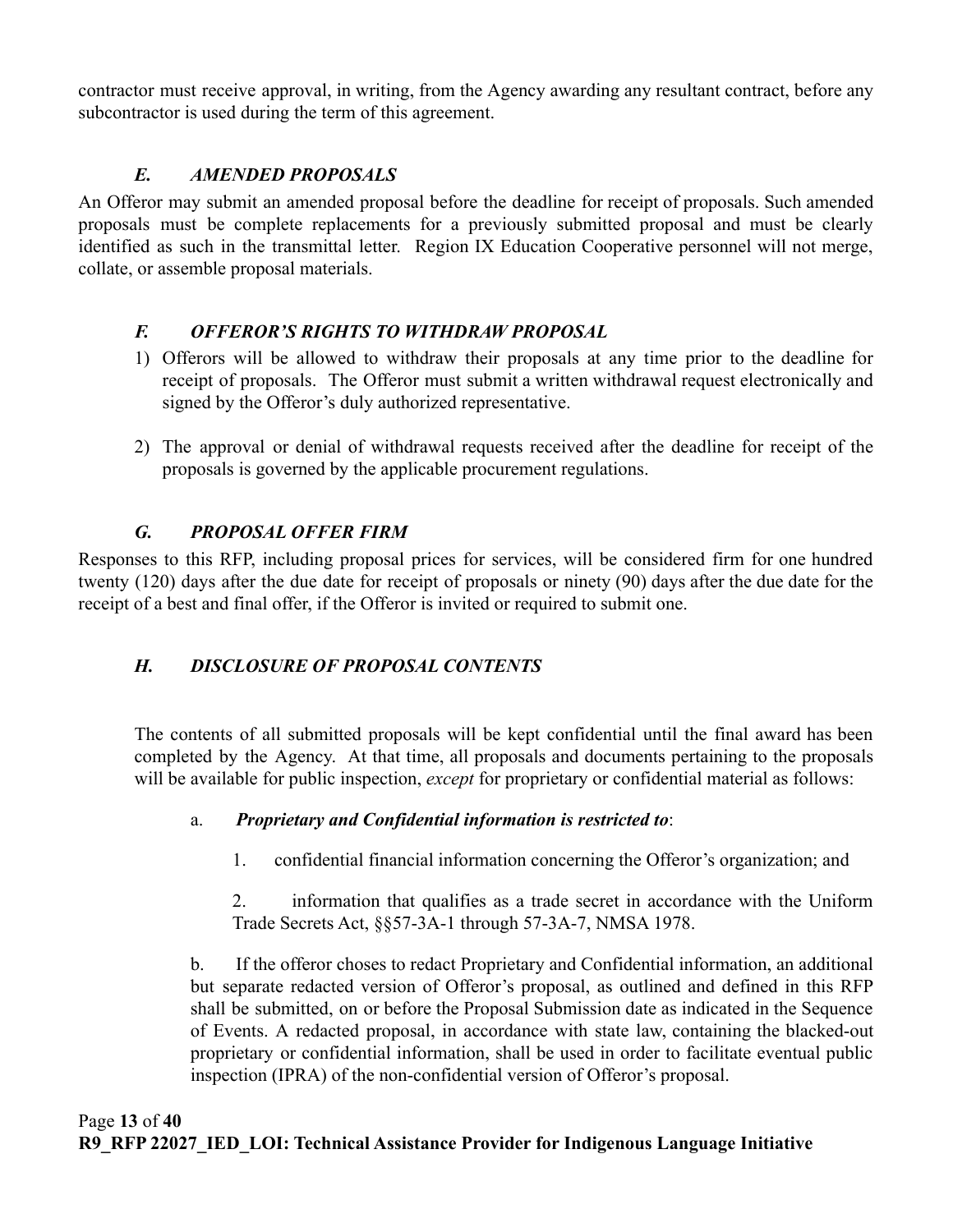contractor must receive approval, in writing, from the Agency awarding any resultant contract, before any subcontractor is used during the term of this agreement.

### *E. AMENDED PROPOSALS*

An Offeror may submit an amended proposal before the deadline for receipt of proposals. Such amended proposals must be complete replacements for a previously submitted proposal and must be clearly identified as such in the transmittal letter. Region IX Education Cooperative personnel will not merge, collate, or assemble proposal materials.

### *F. OFFEROR'S RIGHTS TO WITHDRAW PROPOSAL*

1) Offerors will be allowed to withdraw their proposals at any time prior to the deadline for receipt of proposals. The Offeror must submit a written withdrawal request electronically and signed by the Offeror's duly authorized representative.

2) The approval or denial of withdrawal requests received after the deadline for receipt of the proposals is governed by the applicable procurement regulations.

### *G. PROPOSAL OFFER FIRM*

Responses to this RFP, including proposal prices for services, will be considered firm for one hundred twenty (120) days after the due date for receipt of proposals or ninety (90) days after the due date for the receipt of a best and final offer, if the Offeror is invited or required to submit one.

### *H. DISCLOSURE OF PROPOSAL CONTENTS*

The contents of all submitted proposals will be kept confidential until the final award has been completed by the Agency. At that time, all proposals and documents pertaining to the proposals will be available for public inspection, *except* for proprietary or confidential material as follows:

a. ***Proprietary and Confidential information is restricted to***:

1. confidential financial information concerning the Offeror's organization; and

2. information that qualifies as a trade secret in accordance with the Uniform Trade Secrets Act, §§57-3A-1 through 57-3A-7, NMSA 1978.

b. If the offeror choses to redact Proprietary and Confidential information, an additional but separate redacted version of Offeror's proposal, as outlined and defined in this RFP shall be submitted, on or before the Proposal Submission date as indicated in the Sequence of Events. A redacted proposal, in accordance with state law, containing the blacked-out proprietary or confidential information, shall be used in order to facilitate eventual public inspection (IPRA) of the non-confidential version of Offeror's proposal.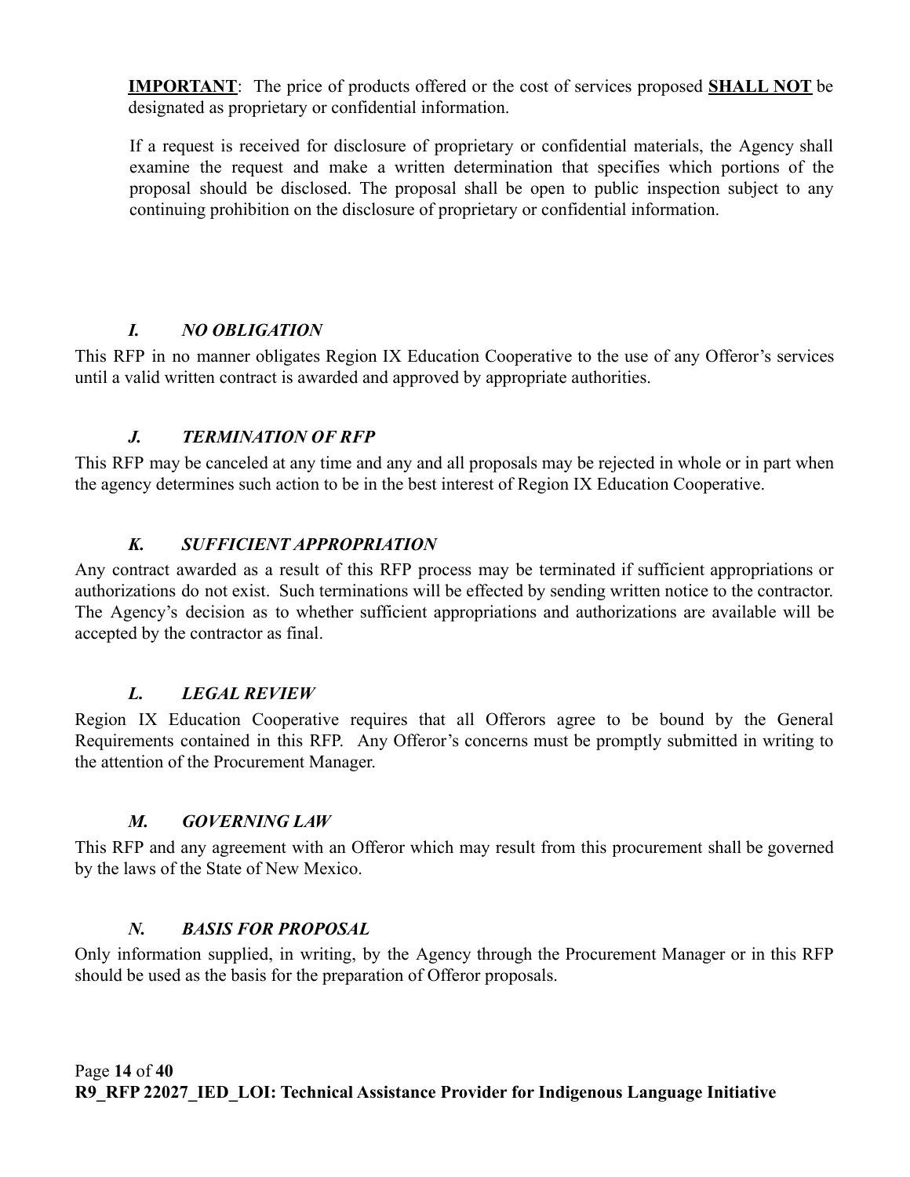**IMPORTANT**: The price of products offered or the cost of services proposed **SHALL NOT** be designated as proprietary or confidential information.

If a request is received for disclosure of proprietary or confidential materials, the Agency shall examine the request and make a written determination that specifies which portions of the proposal should be disclosed. The proposal shall be open to public inspection subject to any continuing prohibition on the disclosure of proprietary or confidential information.

### *I. NO OBLIGATION*

This RFP in no manner obligates Region IX Education Cooperative to the use of any Offeror's services until a valid written contract is awarded and approved by appropriate authorities.

### *J. TERMINATION OF RFP*

This RFP may be canceled at any time and any and all proposals may be rejected in whole or in part when the agency determines such action to be in the best interest of Region IX Education Cooperative.

### *K. SUFFICIENT APPROPRIATION*

Any contract awarded as a result of this RFP process may be terminated if sufficient appropriations or authorizations do not exist. Such terminations will be effected by sending written notice to the contractor. The Agency's decision as to whether sufficient appropriations and authorizations are available will be accepted by the contractor as final.

### *L. LEGAL REVIEW*

Region IX Education Cooperative requires that all Offerors agree to be bound by the General Requirements contained in this RFP. Any Offeror's concerns must be promptly submitted in writing to the attention of the Procurement Manager.

### *M. GOVERNING LAW*

This RFP and any agreement with an Offeror which may result from this procurement shall be governed by the laws of the State of New Mexico.

### *N. BASIS FOR PROPOSAL*

Only information supplied, in writing, by the Agency through the Procurement Manager or in this RFP should be used as the basis for the preparation of Offeror proposals.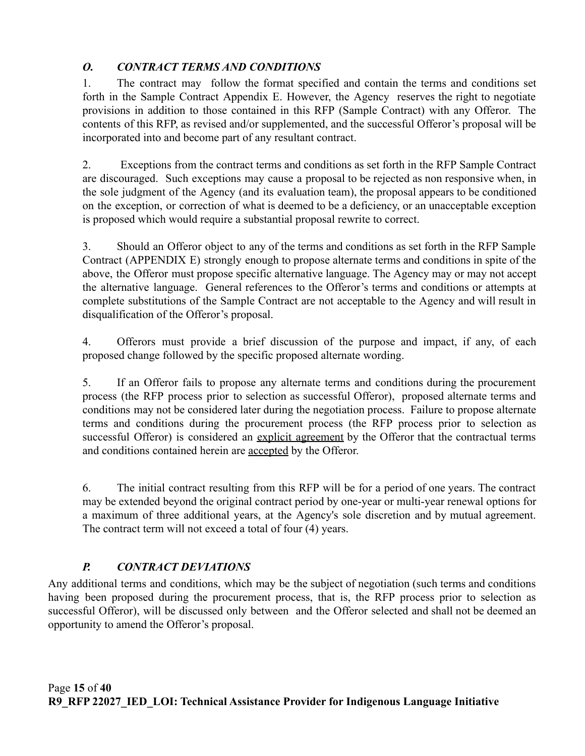### *O. CONTRACT TERMS AND CONDITIONS*

1. The contract may follow the format specified and contain the terms and conditions set forth in the Sample Contract Appendix E. However, the Agency reserves the right to negotiate provisions in addition to those contained in this RFP (Sample Contract) with any Offeror. The contents of this RFP, as revised and/or supplemented, and the successful Offeror's proposal will be incorporated into and become part of any resultant contract.

2. Exceptions from the contract terms and conditions as set forth in the RFP Sample Contract are discouraged. Such exceptions may cause a proposal to be rejected as non responsive when, in the sole judgment of the Agency (and its evaluation team), the proposal appears to be conditioned on the exception, or correction of what is deemed to be a deficiency, or an unacceptable exception is proposed which would require a substantial proposal rewrite to correct.

3. Should an Offeror object to any of the terms and conditions as set forth in the RFP Sample Contract (APPENDIX E) strongly enough to propose alternate terms and conditions in spite of the above, the Offeror must propose specific alternative language. The Agency may or may not accept the alternative language. General references to the Offeror's terms and conditions or attempts at complete substitutions of the Sample Contract are not acceptable to the Agency and will result in disqualification of the Offeror's proposal.

4. Offerors must provide a brief discussion of the purpose and impact, if any, of each proposed change followed by the specific proposed alternate wording.

5. If an Offeror fails to propose any alternate terms and conditions during the procurement process (the RFP process prior to selection as successful Offeror), proposed alternate terms and conditions may not be considered later during the negotiation process. Failure to propose alternate terms and conditions during the procurement process (the RFP process prior to selection as successful Offeror) is considered an <u>explicit agreement</u> by the Offeror that the contractual terms and conditions contained herein are <u>accepted</u> by the Offeror.

6. The initial contract resulting from this RFP will be for a period of one years. The contract may be extended beyond the original contract period by one-year or multi-year renewal options for a maximum of three additional years, at the Agency's sole discretion and by mutual agreement. The contract term will not exceed a total of four (4) years.

### *P. CONTRACT DEVIATIONS*

Any additional terms and conditions, which may be the subject of negotiation (such terms and conditions having been proposed during the procurement process, that is, the RFP process prior to selection as successful Offeror), will be discussed only between and the Offeror selected and shall not be deemed an opportunity to amend the Offeror's proposal.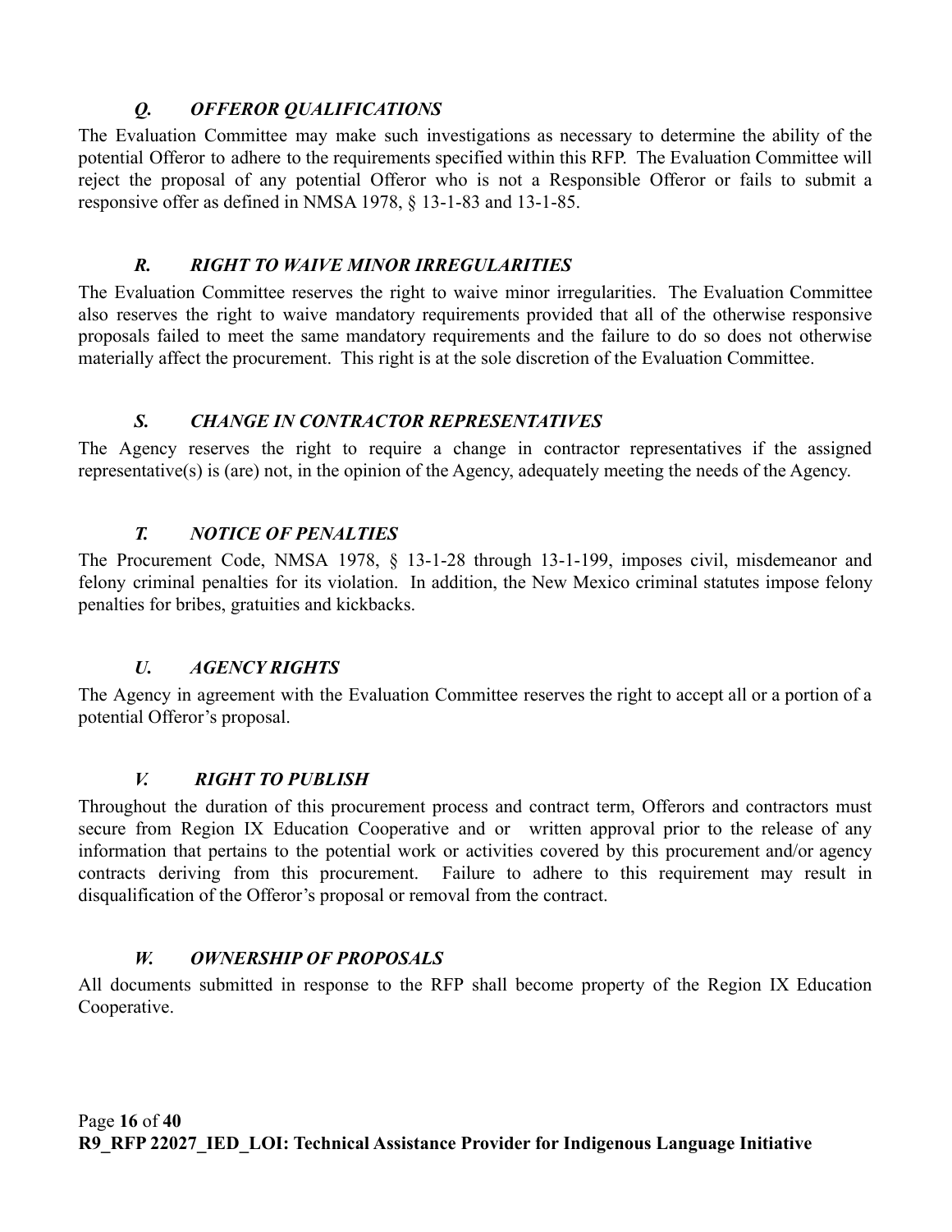### *Q. OFFEROR QUALIFICATIONS*

The Evaluation Committee may make such investigations as necessary to determine the ability of the potential Offeror to adhere to the requirements specified within this RFP. The Evaluation Committee will reject the proposal of any potential Offeror who is not a Responsible Offeror or fails to submit a responsive offer as defined in NMSA 1978, § 13-1-83 and 13-1-85.

### *R. RIGHT TO WAIVE MINOR IRREGULARITIES*

The Evaluation Committee reserves the right to waive minor irregularities. The Evaluation Committee also reserves the right to waive mandatory requirements provided that all of the otherwise responsive proposals failed to meet the same mandatory requirements and the failure to do so does not otherwise materially affect the procurement. This right is at the sole discretion of the Evaluation Committee.

### *S. CHANGE IN CONTRACTOR REPRESENTATIVES*

The Agency reserves the right to require a change in contractor representatives if the assigned representative(s) is (are) not, in the opinion of the Agency, adequately meeting the needs of the Agency.

### *T. NOTICE OF PENALTIES*

The Procurement Code, NMSA 1978, § 13-1-28 through 13-1-199, imposes civil, misdemeanor and felony criminal penalties for its violation. In addition, the New Mexico criminal statutes impose felony penalties for bribes, gratuities and kickbacks.

### *U. AGENCY RIGHTS*

The Agency in agreement with the Evaluation Committee reserves the right to accept all or a portion of a potential Offeror's proposal.

### *V. RIGHT TO PUBLISH*

Throughout the duration of this procurement process and contract term, Offerors and contractors must secure from Region IX Education Cooperative and or written approval prior to the release of any information that pertains to the potential work or activities covered by this procurement and/or agency contracts deriving from this procurement. Failure to adhere to this requirement may result in disqualification of the Offeror's proposal or removal from the contract.

### *W. OWNERSHIP OF PROPOSALS*

All documents submitted in response to the RFP shall become property of the Region IX Education Cooperative.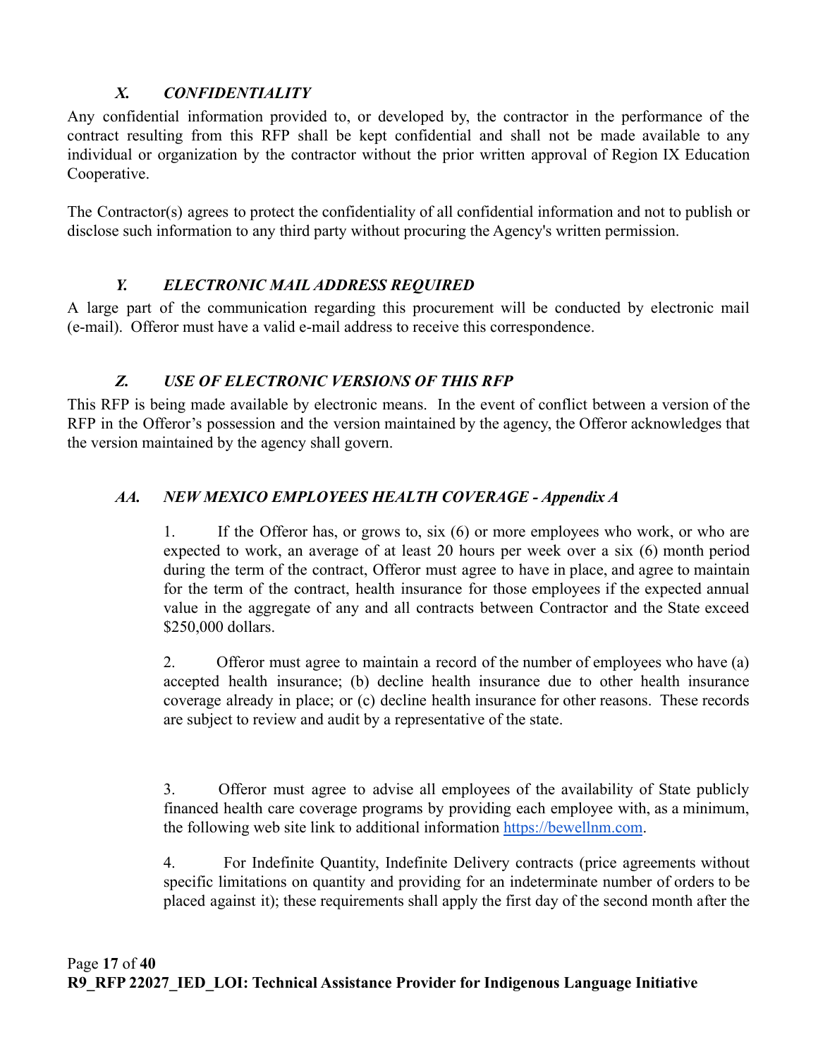### *X. CONFIDENTIALITY*

Any confidential information provided to, or developed by, the contractor in the performance of the contract resulting from this RFP shall be kept confidential and shall not be made available to any individual or organization by the contractor without the prior written approval of Region IX Education Cooperative.

The Contractor(s) agrees to protect the confidentiality of all confidential information and not to publish or disclose such information to any third party without procuring the Agency's written permission.

### *Y. ELECTRONIC MAIL ADDRESS REQUIRED*

A large part of the communication regarding this procurement will be conducted by electronic mail (e-mail). Offeror must have a valid e-mail address to receive this correspondence.

### *Z. USE OF ELECTRONIC VERSIONS OF THIS RFP*

This RFP is being made available by electronic means. In the event of conflict between a version of the RFP in the Offeror's possession and the version maintained by the agency, the Offeror acknowledges that the version maintained by the agency shall govern.

### *AA. NEW MEXICO EMPLOYEES HEALTH COVERAGE - Appendix A*

1. If the Offeror has, or grows to, six (6) or more employees who work, or who are expected to work, an average of at least 20 hours per week over a six (6) month period during the term of the contract, Offeror must agree to have in place, and agree to maintain for the term of the contract, health insurance for those employees if the expected annual value in the aggregate of any and all contracts between Contractor and the State exceed $250,000 dollars.

2. Offeror must agree to maintain a record of the number of employees who have (a) accepted health insurance; (b) decline health insurance due to other health insurance coverage already in place; or (c) decline health insurance for other reasons. These records are subject to review and audit by a representative of the state.

3. Offeror must agree to advise all employees of the availability of State publicly financed health care coverage programs by providing each employee with, as a minimum, the following web site link to additional information https://bewellnm.com.

4. For Indefinite Quantity, Indefinite Delivery contracts (price agreements without specific limitations on quantity and providing for an indeterminate number of orders to be placed against it); these requirements shall apply the first day of the second month after the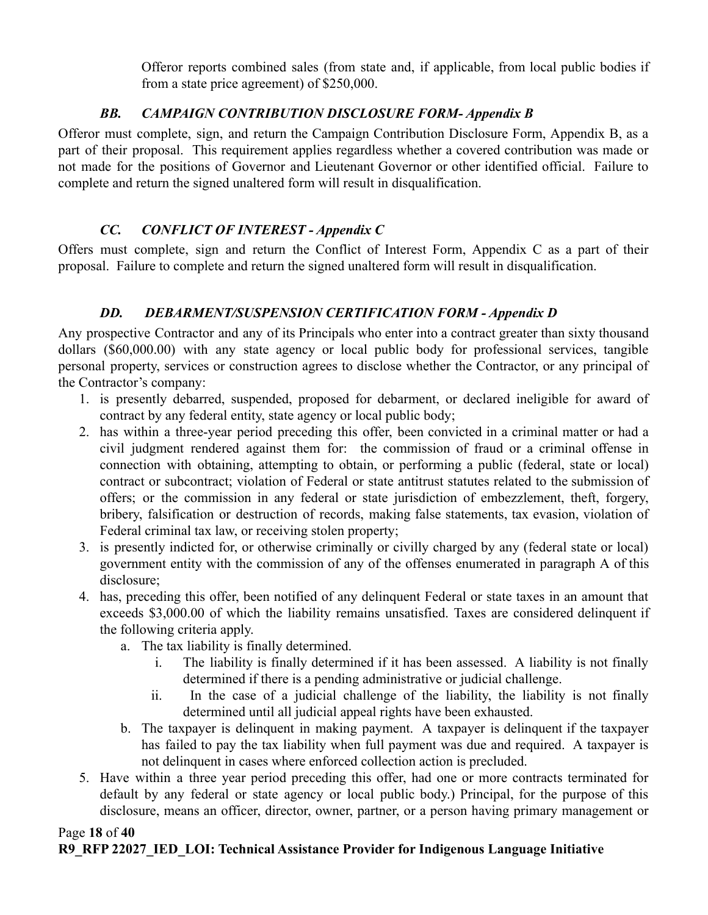Offeror reports combined sales (from state and, if applicable, from local public bodies if from a state price agreement) of $250,000.

### *BB. CAMPAIGN CONTRIBUTION DISCLOSURE FORM- Appendix B*

Offeror must complete, sign, and return the Campaign Contribution Disclosure Form, Appendix B, as a part of their proposal. This requirement applies regardless whether a covered contribution was made or not made for the positions of Governor and Lieutenant Governor or other identified official. Failure to complete and return the signed unaltered form will result in disqualification.

### *CC. CONFLICT OF INTEREST - Appendix C*

Offers must complete, sign and return the Conflict of Interest Form, Appendix C as a part of their proposal. Failure to complete and return the signed unaltered form will result in disqualification.

### *DD. DEBARMENT/SUSPENSION CERTIFICATION FORM - Appendix D*

Any prospective Contractor and any of its Principals who enter into a contract greater than sixty thousand dollars ($60,000.00) with any state agency or local public body for professional services, tangible personal property, services or construction agrees to disclose whether the Contractor, or any principal of the Contractor's company:

1. is presently debarred, suspended, proposed for debarment, or declared ineligible for award of contract by any federal entity, state agency or local public body;
2. has within a three-year period preceding this offer, been convicted in a criminal matter or had a civil judgment rendered against them for: the commission of fraud or a criminal offense in connection with obtaining, attempting to obtain, or performing a public (federal, state or local) contract or subcontract; violation of Federal or state antitrust statutes related to the submission of offers; or the commission in any federal or state jurisdiction of embezzlement, theft, forgery, bribery, falsification or destruction of records, making false statements, tax evasion, violation of Federal criminal tax law, or receiving stolen property;
3. is presently indicted for, or otherwise criminally or civilly charged by any (federal state or local) government entity with the commission of any of the offenses enumerated in paragraph A of this disclosure;
4. has, preceding this offer, been notified of any delinquent Federal or state taxes in an amount that exceeds $3,000.00 of which the liability remains unsatisfied. Taxes are considered delinquent if the following criteria apply.
   a. The tax liability is finally determined.
      i. The liability is finally determined if it has been assessed. A liability is not finally determined if there is a pending administrative or judicial challenge.
      ii. In the case of a judicial challenge of the liability, the liability is not finally determined until all judicial appeal rights have been exhausted.
   b. The taxpayer is delinquent in making payment. A taxpayer is delinquent if the taxpayer has failed to pay the tax liability when full payment was due and required. A taxpayer is not delinquent in cases where enforced collection action is precluded.
5. Have within a three year period preceding this offer, had one or more contracts terminated for default by any federal or state agency or local public body.) Principal, for the purpose of this disclosure, means an officer, director, owner, partner, or a person having primary management or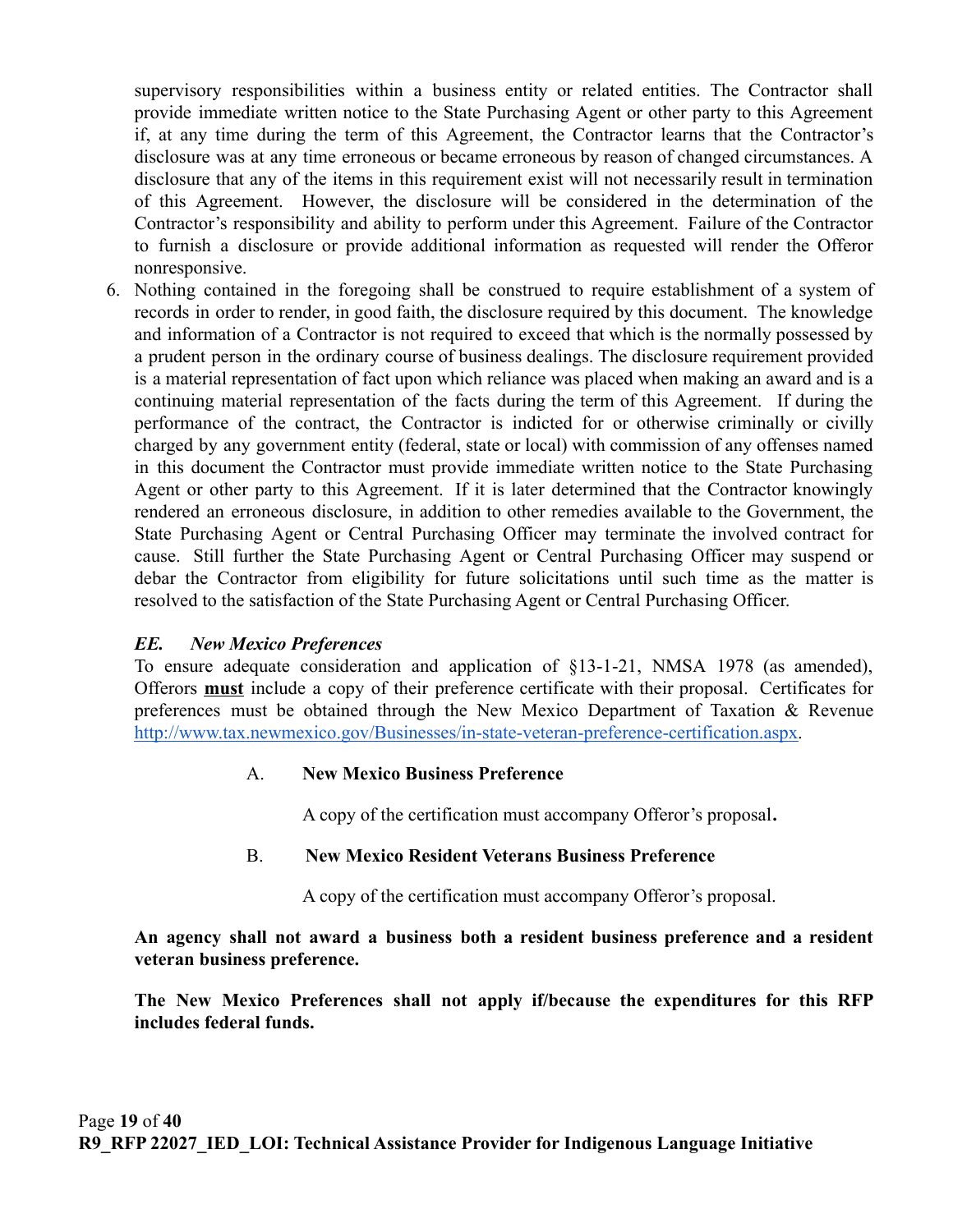supervisory responsibilities within a business entity or related entities. The Contractor shall provide immediate written notice to the State Purchasing Agent or other party to this Agreement if, at any time during the term of this Agreement, the Contractor learns that the Contractor's disclosure was at any time erroneous or became erroneous by reason of changed circumstances. A disclosure that any of the items in this requirement exist will not necessarily result in termination of this Agreement. However, the disclosure will be considered in the determination of the Contractor's responsibility and ability to perform under this Agreement. Failure of the Contractor to furnish a disclosure or provide additional information as requested will render the Offeror nonresponsive.

6. Nothing contained in the foregoing shall be construed to require establishment of a system of records in order to render, in good faith, the disclosure required by this document. The knowledge and information of a Contractor is not required to exceed that which is the normally possessed by a prudent person in the ordinary course of business dealings. The disclosure requirement provided is a material representation of fact upon which reliance was placed when making an award and is a continuing material representation of the facts during the term of this Agreement. If during the performance of the contract, the Contractor is indicted for or otherwise criminally or civilly charged by any government entity (federal, state or local) with commission of any offenses named in this document the Contractor must provide immediate written notice to the State Purchasing Agent or other party to this Agreement. If it is later determined that the Contractor knowingly rendered an erroneous disclosure, in addition to other remedies available to the Government, the State Purchasing Agent or Central Purchasing Officer may terminate the involved contract for cause. Still further the State Purchasing Agent or Central Purchasing Officer may suspend or debar the Contractor from eligibility for future solicitations until such time as the matter is resolved to the satisfaction of the State Purchasing Agent or Central Purchasing Officer.

### *EE. New Mexico Preferences*

To ensure adequate consideration and application of §13-1-21, NMSA 1978 (as amended), Offerors **must** include a copy of their preference certificate with their proposal. Certificates for preferences must be obtained through the New Mexico Department of Taxation & Revenue [http://www.tax.newmexico.gov/Businesses/in-state-veteran-preference-certification.aspx](http://www.tax.newmexico.gov/Businesses/in-state-veteran-preference-certification.aspx).

A. **New Mexico Business Preference**

A copy of the certification must accompany Offeror's proposal**.**

B. **New Mexico Resident Veterans Business Preference**

A copy of the certification must accompany Offeror's proposal.

**An agency shall not award a business both a resident business preference and a resident veteran business preference.**

**The New Mexico Preferences shall not apply if/because the expenditures for this RFP includes federal funds.**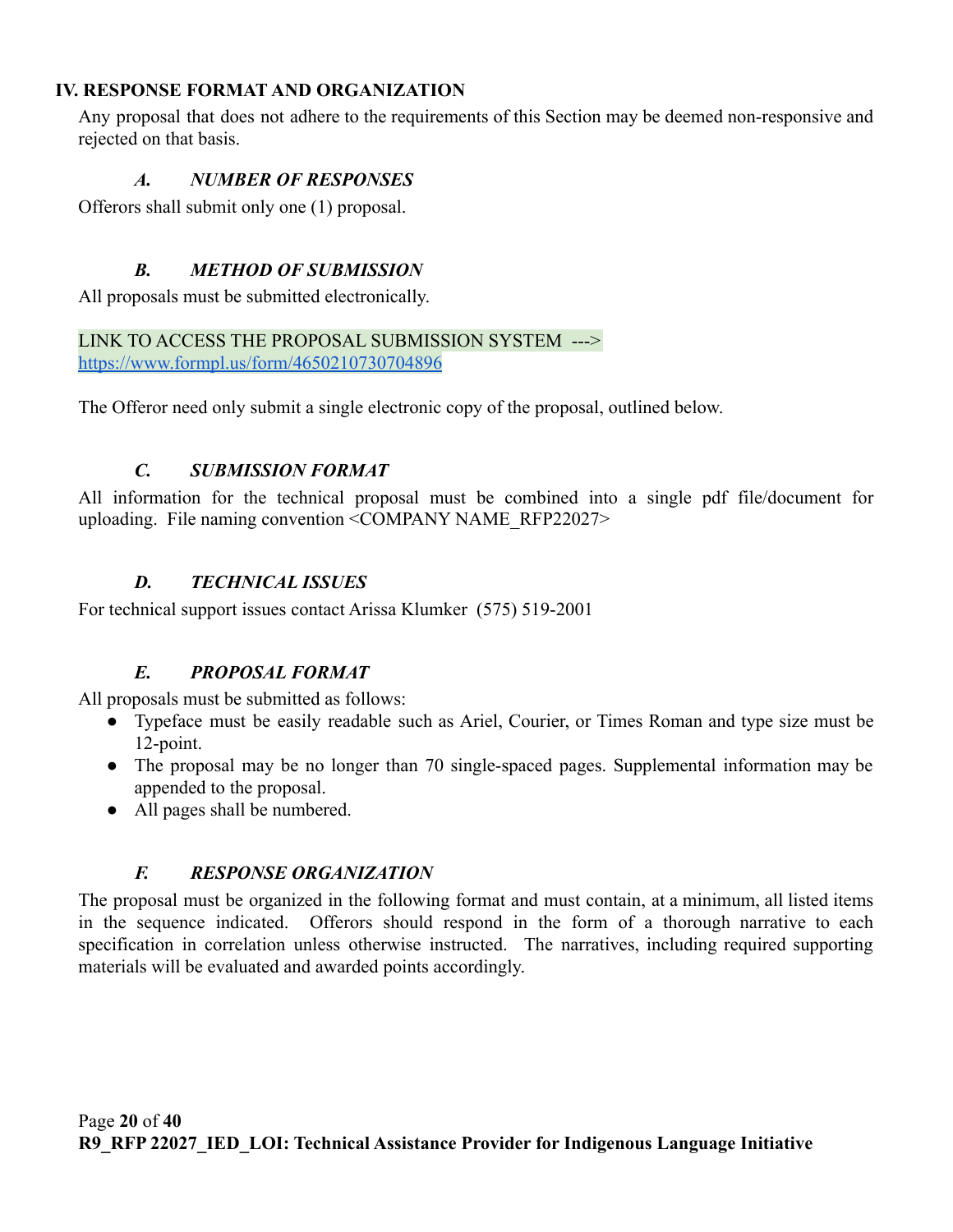## IV. RESPONSE FORMAT AND ORGANIZATION

Any proposal that does not adhere to the requirements of this Section may be deemed non-responsive and rejected on that basis.

### *A. NUMBER OF RESPONSES*

Offerors shall submit only one (1) proposal.

### *B. METHOD OF SUBMISSION*

All proposals must be submitted electronically.

LINK TO ACCESS THE PROPOSAL SUBMISSION SYSTEM --->
https://www.formpl.us/form/4650210730704896

The Offeror need only submit a single electronic copy of the proposal, outlined below.

### *C. SUBMISSION FORMAT*

All information for the technical proposal must be combined into a single pdf file/document for uploading. File naming convention <COMPANY NAME_RFP22027>

### *D. TECHNICAL ISSUES*

For technical support issues contact Arissa Klumker (575) 519-2001

### *E. PROPOSAL FORMAT*

All proposals must be submitted as follows:

- Typeface must be easily readable such as Ariel, Courier, or Times Roman and type size must be 12-point.
- The proposal may be no longer than 70 single-spaced pages. Supplemental information may be appended to the proposal.
- All pages shall be numbered.

### *F. RESPONSE ORGANIZATION*

The proposal must be organized in the following format and must contain, at a minimum, all listed items in the sequence indicated. Offerors should respond in the form of a thorough narrative to each specification in correlation unless otherwise instructed. The narratives, including required supporting materials will be evaluated and awarded points accordingly.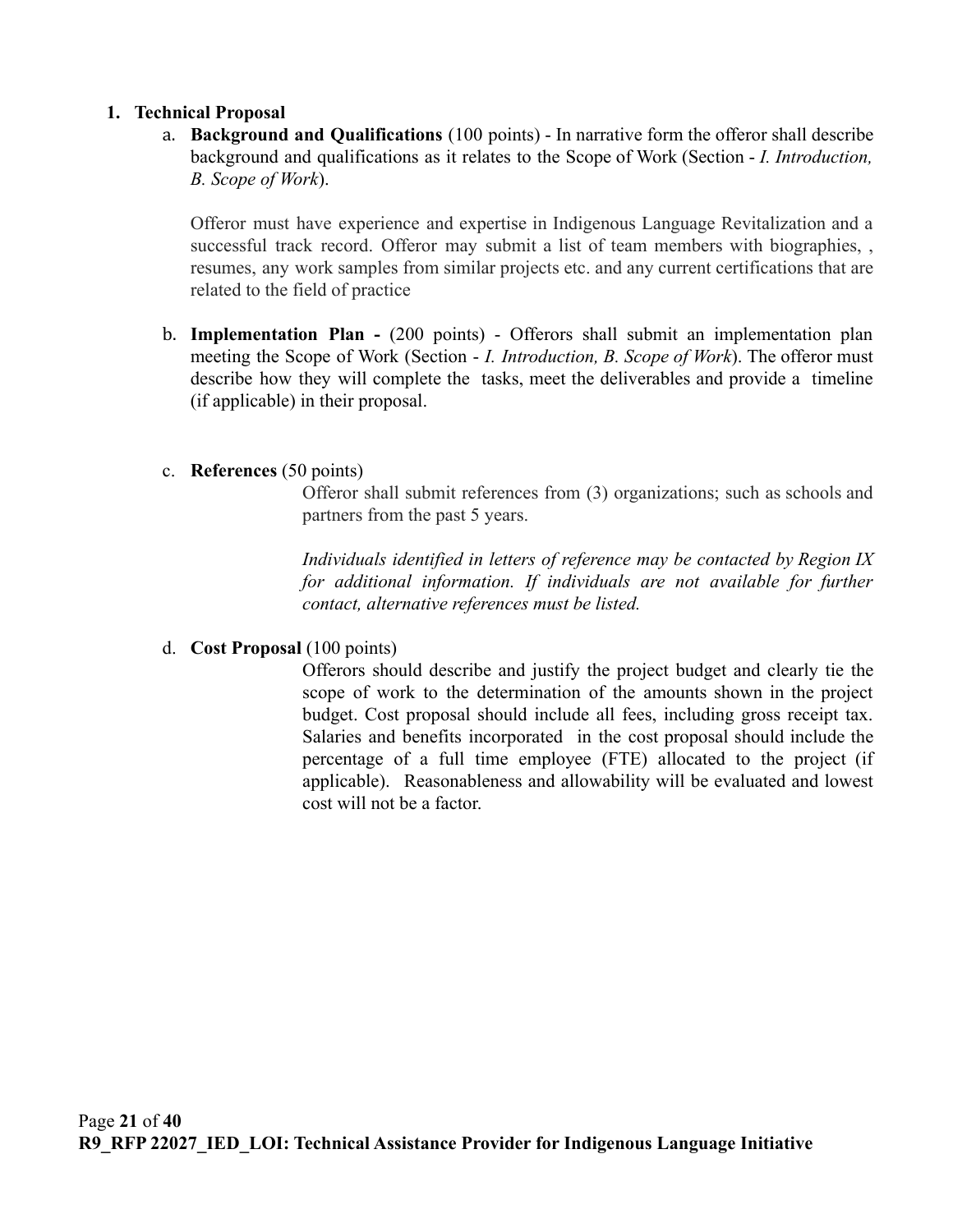1. **Technical Proposal**

   a. **Background and Qualifications** (100 points) - In narrative form the offeror shall describe background and qualifications as it relates to the Scope of Work (Section - *I. Introduction, B. Scope of Work*).

      Offeror must have experience and expertise in Indigenous Language Revitalization and a successful track record. Offeror may submit a list of team members with biographies, , resumes, any work samples from similar projects etc. and any current certifications that are related to the field of practice

   b. **Implementation Plan -** (200 points) - Offerors shall submit an implementation plan meeting the Scope of Work (Section - *I. Introduction, B. Scope of Work*). The offeror must describe how they will complete the tasks, meet the deliverables and provide a timeline (if applicable) in their proposal.

   c. **References** (50 points)

      Offeror shall submit references from (3) organizations; such as schools and partners from the past 5 years.

      *Individuals identified in letters of reference may be contacted by Region IX for additional information. If individuals are not available for further contact, alternative references must be listed.*

   d. **Cost Proposal** (100 points)

      Offerors should describe and justify the project budget and clearly tie the scope of work to the determination of the amounts shown in the project budget. Cost proposal should include all fees, including gross receipt tax. Salaries and benefits incorporated in the cost proposal should include the percentage of a full time employee (FTE) allocated to the project (if applicable). Reasonableness and allowability will be evaluated and lowest cost will not be a factor.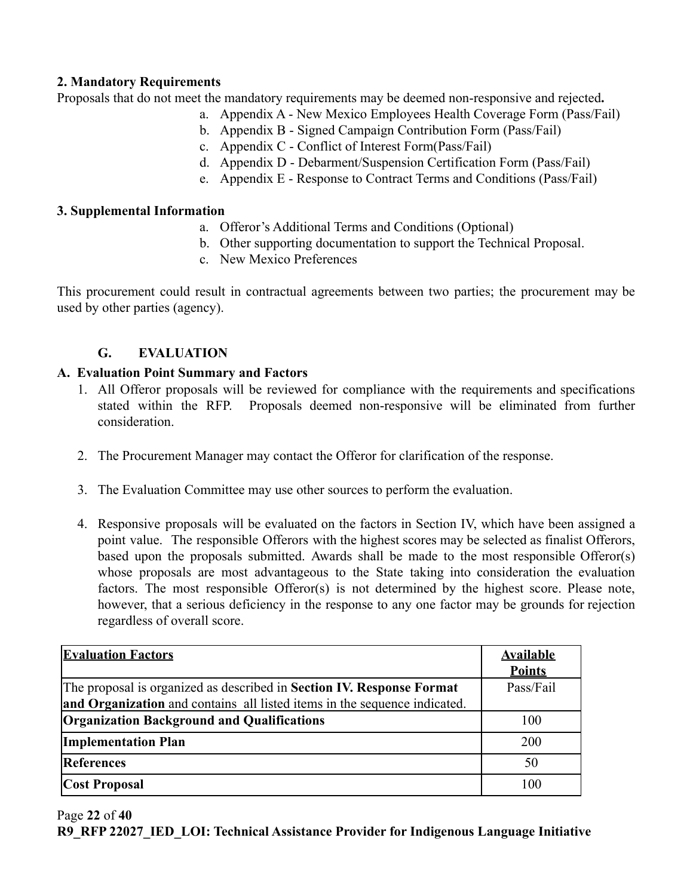**2. Mandatory Requirements**

Proposals that do not meet the mandatory requirements may be deemed non-responsive and rejected**.**

a. Appendix A - New Mexico Employees Health Coverage Form (Pass/Fail)
b. Appendix B - Signed Campaign Contribution Form (Pass/Fail)
c. Appendix C - Conflict of Interest Form(Pass/Fail)
d. Appendix D - Debarment/Suspension Certification Form (Pass/Fail)
e. Appendix E - Response to Contract Terms and Conditions (Pass/Fail)

**3. Supplemental Information**

a. Offeror's Additional Terms and Conditions (Optional)
b. Other supporting documentation to support the Technical Proposal.
c. New Mexico Preferences

This procurement could result in contractual agreements between two parties; the procurement may be used by other parties (agency).

## G. EVALUATION

### A. Evaluation Point Summary and Factors

1. All Offeror proposals will be reviewed for compliance with the requirements and specifications stated within the RFP. Proposals deemed non-responsive will be eliminated from further consideration.

2. The Procurement Manager may contact the Offeror for clarification of the response.

3. The Evaluation Committee may use other sources to perform the evaluation.

4. Responsive proposals will be evaluated on the factors in Section IV, which have been assigned a point value. The responsible Offerors with the highest scores may be selected as finalist Offerors, based upon the proposals submitted. Awards shall be made to the most responsible Offeror(s) whose proposals are most advantageous to the State taking into consideration the evaluation factors. The most responsible Offeror(s) is not determined by the highest score. Please note, however, that a serious deficiency in the response to any one factor may be grounds for rejection regardless of overall score.

| **Evaluation Factors** | **Available Points** |
|---|---|
| The proposal is organized as described in **Section IV. Response Format and Organization** and contains all listed items in the sequence indicated. | Pass/Fail |
| **Organization Background and Qualifications** | 100 |
| **Implementation Plan** | 200 |
| **References** | 50 |
| **Cost Proposal** | 100 |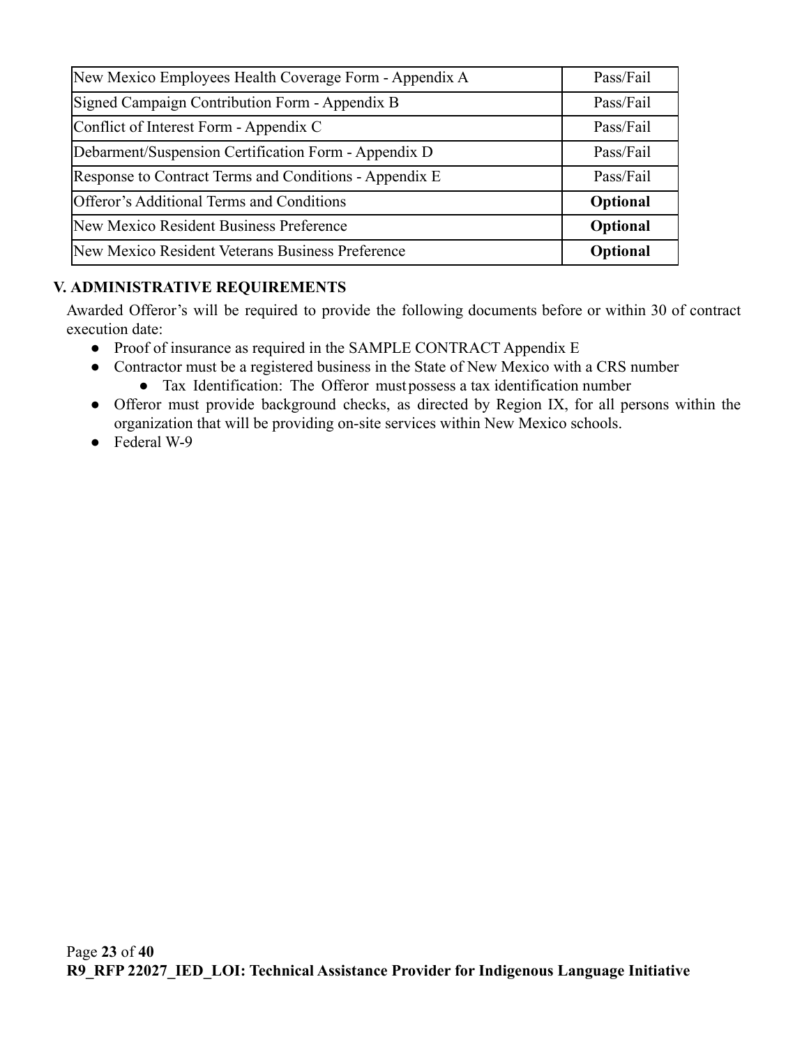| | |
|---|---|
| New Mexico Employees Health Coverage Form - Appendix A | Pass/Fail |
| Signed Campaign Contribution Form - Appendix B | Pass/Fail |
| Conflict of Interest Form - Appendix C | Pass/Fail |
| Debarment/Suspension Certification Form - Appendix D | Pass/Fail |
| Response to Contract Terms and Conditions - Appendix E | Pass/Fail |
| Offeror's Additional Terms and Conditions | **Optional** |
| New Mexico Resident Business Preference | **Optional** |
| New Mexico Resident Veterans Business Preference | **Optional** |

## V. ADMINISTRATIVE REQUIREMENTS

Awarded Offeror's will be required to provide the following documents before or within 30 of contract execution date:

- Proof of insurance as required in the SAMPLE CONTRACT Appendix E
- Contractor must be a registered business in the State of New Mexico with a CRS number
  - Tax Identification: The Offeror must possess a tax identification number
- Offeror must provide background checks, as directed by Region IX, for all persons within the organization that will be providing on-site services within New Mexico schools.
- Federal W-9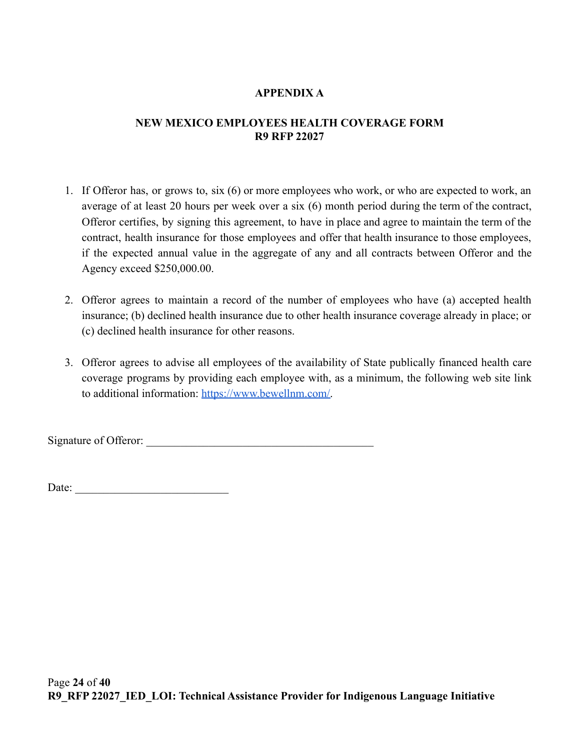# APPENDIX A

## NEW MEXICO EMPLOYEES HEALTH COVERAGE FORM
## R9 RFP 22027

1. If Offeror has, or grows to, six (6) or more employees who work, or who are expected to work, an average of at least 20 hours per week over a six (6) month period during the term of the contract, Offeror certifies, by signing this agreement, to have in place and agree to maintain the term of the contract, health insurance for those employees and offer that health insurance to those employees, if the expected annual value in the aggregate of any and all contracts between Offeror and the Agency exceed $250,000.00.

2. Offeror agrees to maintain a record of the number of employees who have (a) accepted health insurance; (b) declined health insurance due to other health insurance coverage already in place; or (c) declined health insurance for other reasons.

3. Offeror agrees to advise all employees of the availability of State publically financed health care coverage programs by providing each employee with, as a minimum, the following web site link to additional information: https://www.bewellnm.com/.

Signature of Offeror: ________________________________________

Date: ___________________________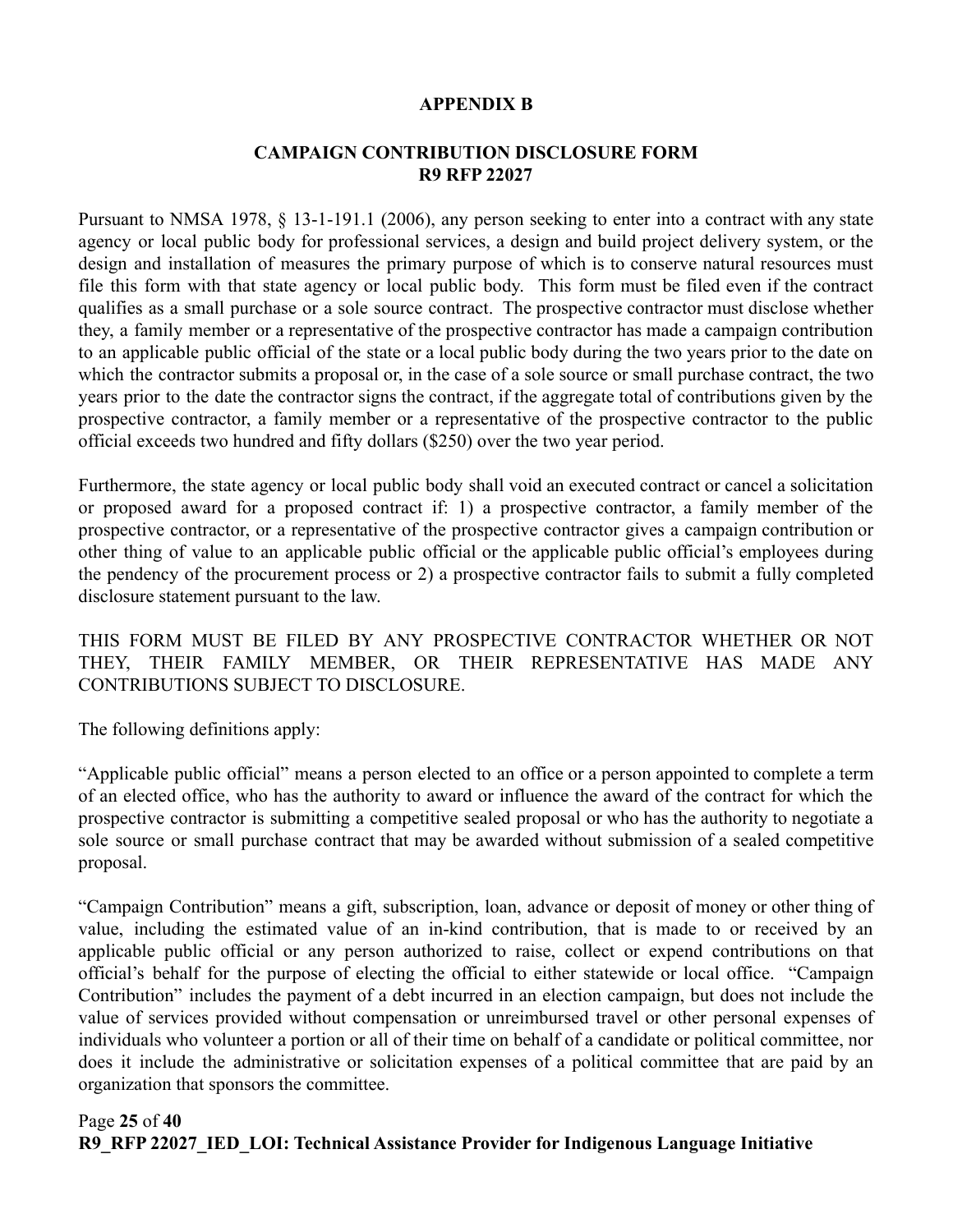## APPENDIX B

## CAMPAIGN CONTRIBUTION DISCLOSURE FORM
## R9 RFP 22027

Pursuant to NMSA 1978, § 13-1-191.1 (2006), any person seeking to enter into a contract with any state agency or local public body for professional services, a design and build project delivery system, or the design and installation of measures the primary purpose of which is to conserve natural resources must file this form with that state agency or local public body. This form must be filed even if the contract qualifies as a small purchase or a sole source contract. The prospective contractor must disclose whether they, a family member or a representative of the prospective contractor has made a campaign contribution to an applicable public official of the state or a local public body during the two years prior to the date on which the contractor submits a proposal or, in the case of a sole source or small purchase contract, the two years prior to the date the contractor signs the contract, if the aggregate total of contributions given by the prospective contractor, a family member or a representative of the prospective contractor to the public official exceeds two hundred and fifty dollars ($250) over the two year period.

Furthermore, the state agency or local public body shall void an executed contract or cancel a solicitation or proposed award for a proposed contract if: 1) a prospective contractor, a family member of the prospective contractor, or a representative of the prospective contractor gives a campaign contribution or other thing of value to an applicable public official or the applicable public official's employees during the pendency of the procurement process or 2) a prospective contractor fails to submit a fully completed disclosure statement pursuant to the law.

THIS FORM MUST BE FILED BY ANY PROSPECTIVE CONTRACTOR WHETHER OR NOT THEY, THEIR FAMILY MEMBER, OR THEIR REPRESENTATIVE HAS MADE ANY CONTRIBUTIONS SUBJECT TO DISCLOSURE.

The following definitions apply:

"Applicable public official" means a person elected to an office or a person appointed to complete a term of an elected office, who has the authority to award or influence the award of the contract for which the prospective contractor is submitting a competitive sealed proposal or who has the authority to negotiate a sole source or small purchase contract that may be awarded without submission of a sealed competitive proposal.

"Campaign Contribution" means a gift, subscription, loan, advance or deposit of money or other thing of value, including the estimated value of an in-kind contribution, that is made to or received by an applicable public official or any person authorized to raise, collect or expend contributions on that official's behalf for the purpose of electing the official to either statewide or local office. "Campaign Contribution" includes the payment of a debt incurred in an election campaign, but does not include the value of services provided without compensation or unreimbursed travel or other personal expenses of individuals who volunteer a portion or all of their time on behalf of a candidate or political committee, nor does it include the administrative or solicitation expenses of a political committee that are paid by an organization that sponsors the committee.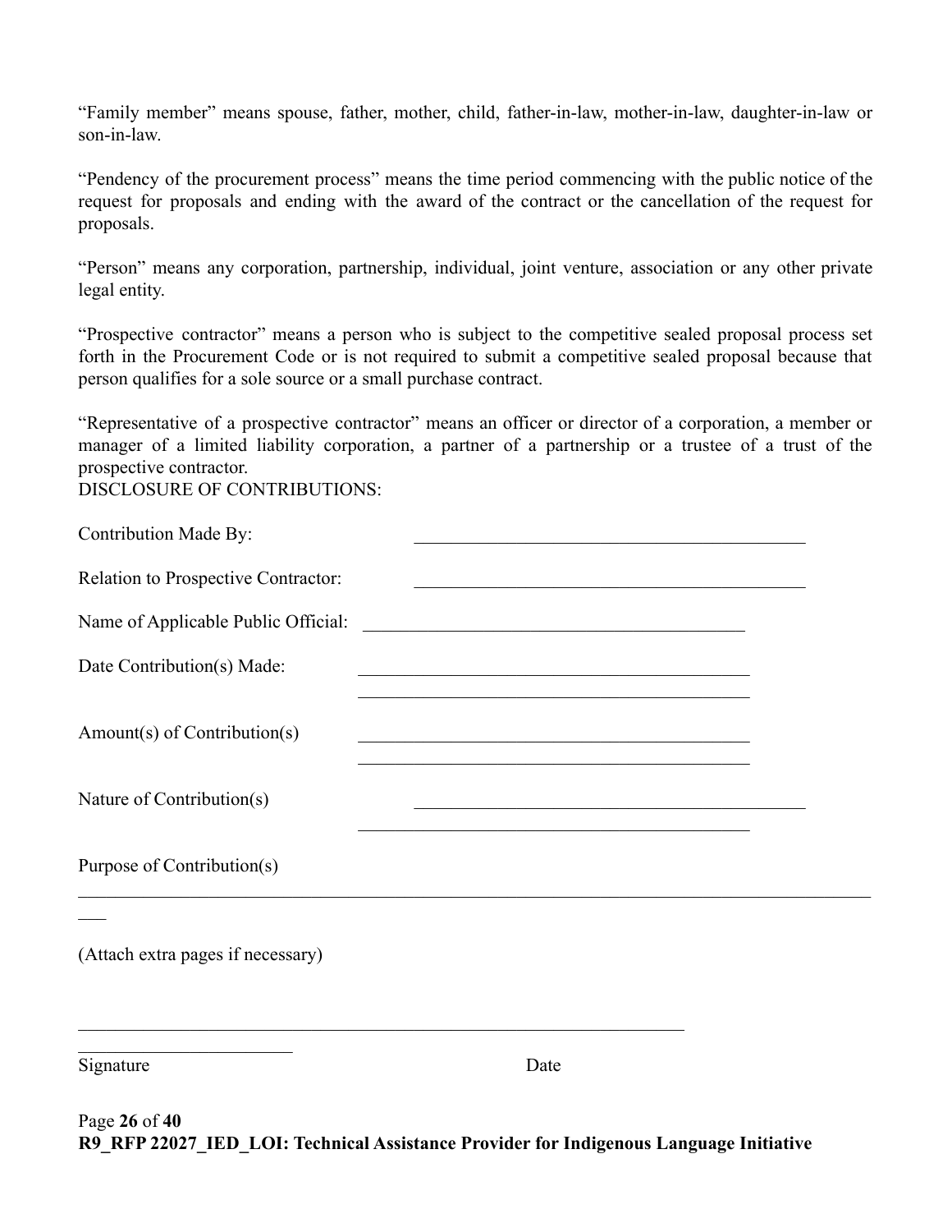"Family member" means spouse, father, mother, child, father-in-law, mother-in-law, daughter-in-law or son-in-law.

"Pendency of the procurement process" means the time period commencing with the public notice of the request for proposals and ending with the award of the contract or the cancellation of the request for proposals.

"Person" means any corporation, partnership, individual, joint venture, association or any other private legal entity.

"Prospective contractor" means a person who is subject to the competitive sealed proposal process set forth in the Procurement Code or is not required to submit a competitive sealed proposal because that person qualifies for a sole source or a small purchase contract.

"Representative of a prospective contractor" means an officer or director of a corporation, a member or manager of a limited liability corporation, a partner of a partnership or a trustee of a trust of the prospective contractor.

DISCLOSURE OF CONTRIBUTIONS:

Contribution Made By: ____________________________________________

Relation to Prospective Contractor: ____________________________________________

Name of Applicable Public Official: ____________________________________________

Date Contribution(s) Made: ____________________________________________

____________________________________________

Amount(s) of Contribution(s) ____________________________________________

____________________________________________

Nature of Contribution(s) ____________________________________________

____________________________________________

Purpose of Contribution(s)

__________________________________________________________________________________________

(Attach extra pages if necessary)

__________________________________________________________________________________________

Signature                                                                 Date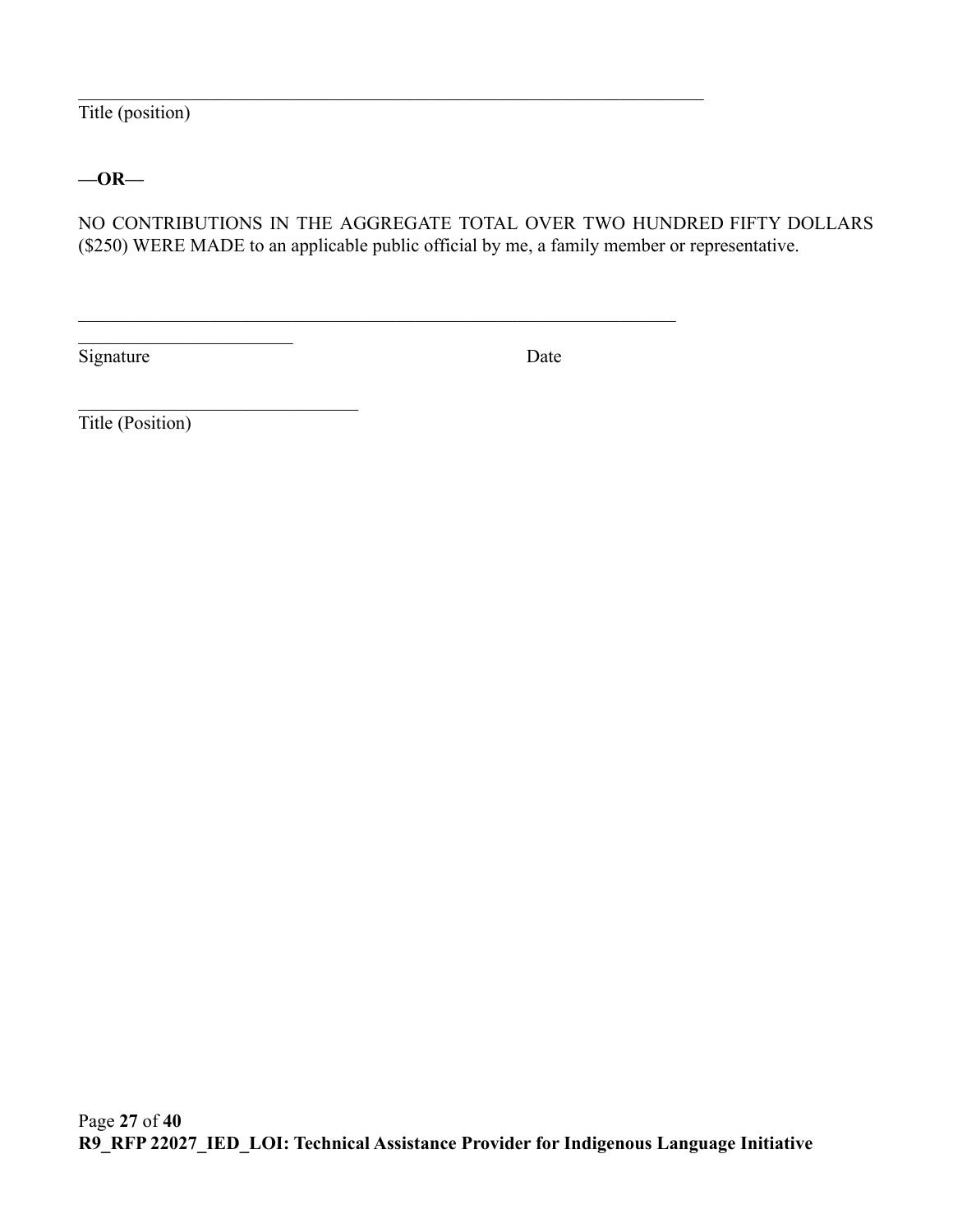\_\_\_\_\_\_\_\_\_\_\_\_\_\_\_\_\_\_\_\_\_\_\_\_\_\_\_\_\_\_\_\_\_\_\_\_\_\_\_\_\_\_\_\_\_\_\_\_\_\_\_\_\_\_\_\_\_\_\_\_\_\_\_\_\_\_\_\_\_\_

Title (position)

**—OR—**

NO CONTRIBUTIONS IN THE AGGREGATE TOTAL OVER TWO HUNDRED FIFTY DOLLARS ($250) WERE MADE to an applicable public official by me, a family member or representative.

\_\_\_\_\_\_\_\_\_\_\_\_\_\_\_\_\_\_\_\_\_\_\_\_\_\_\_\_\_\_\_\_\_\_\_\_\_\_\_\_\_\_\_\_\_\_\_\_\_\_\_\_\_\_\_\_\_\_\_\_\_\_\_\_\_\_

\_\_\_\_\_\_\_\_\_\_\_\_\_\_\_\_\_\_\_\_\_\_\_\_

Signature                                                                      Date

\_\_\_\_\_\_\_\_\_\_\_\_\_\_\_\_\_\_\_\_\_\_\_\_\_\_\_\_\_\_\_

Title (Position)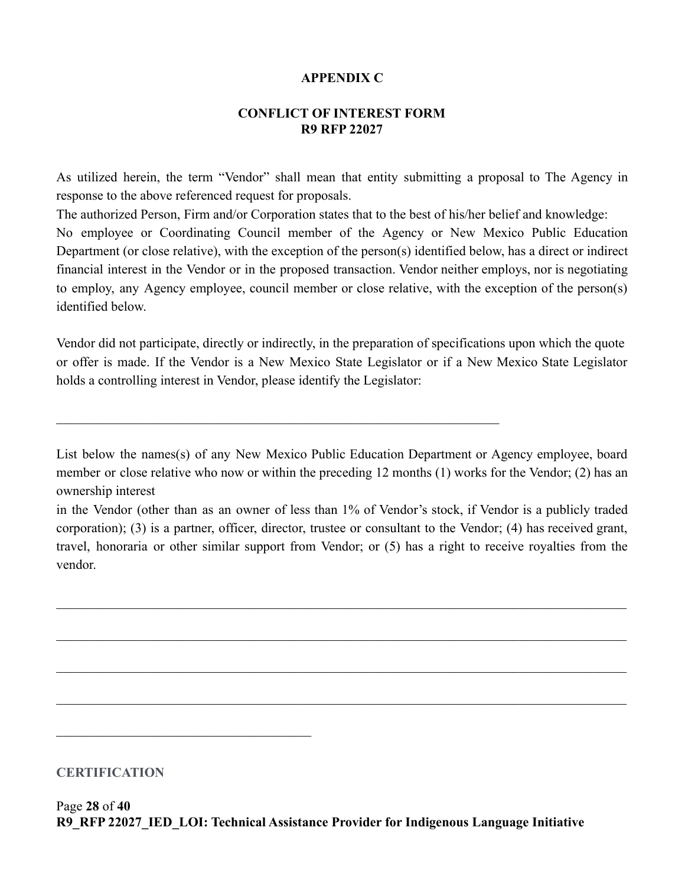**APPENDIX C**

**CONFLICT OF INTEREST FORM**
**R9 RFP 22027**

As utilized herein, the term "Vendor" shall mean that entity submitting a proposal to The Agency in response to the above referenced request for proposals.

The authorized Person, Firm and/or Corporation states that to the best of his/her belief and knowledge:

No employee or Coordinating Council member of the Agency or New Mexico Public Education Department (or close relative), with the exception of the person(s) identified below, has a direct or indirect financial interest in the Vendor or in the proposed transaction. Vendor neither employs, nor is negotiating to employ, any Agency employee, council member or close relative, with the exception of the person(s) identified below.

Vendor did not participate, directly or indirectly, in the preparation of specifications upon which the quote or offer is made. If the Vendor is a New Mexico State Legislator or if a New Mexico State Legislator holds a controlling interest in Vendor, please identify the Legislator:

\_\_\_\_\_\_\_\_\_\_\_\_\_\_\_\_\_\_\_\_\_\_\_\_\_\_\_\_\_\_\_\_\_\_\_\_\_\_\_\_\_\_\_\_\_\_\_\_\_\_\_\_\_\_\_\_\_\_\_\_\_\_\_\_\_\_

List below the names(s) of any New Mexico Public Education Department or Agency employee, board member or close relative who now or within the preceding 12 months (1) works for the Vendor; (2) has an ownership interest

in the Vendor (other than as an owner of less than 1% of Vendor's stock, if Vendor is a publicly traded corporation); (3) is a partner, officer, director, trustee or consultant to the Vendor; (4) has received grant, travel, honoraria or other similar support from Vendor; or (5) has a right to receive royalties from the vendor.

\_\_\_\_\_\_\_\_\_\_\_\_\_\_\_\_\_\_\_\_\_\_\_\_\_\_\_\_\_\_\_\_\_\_\_\_\_\_\_\_\_\_\_\_\_\_\_\_\_\_\_\_\_\_\_\_\_\_\_\_\_\_\_\_\_\_\_\_\_\_\_\_\_\_\_\_\_\_\_\_\_\_\_\_

\_\_\_\_\_\_\_\_\_\_\_\_\_\_\_\_\_\_\_\_\_\_\_\_\_\_\_\_\_\_\_\_\_\_\_\_\_\_\_\_\_\_\_\_\_\_\_\_\_\_\_\_\_\_\_\_\_\_\_\_\_\_\_\_\_\_\_\_\_\_\_\_\_\_\_\_\_\_\_\_\_\_\_\_

\_\_\_\_\_\_\_\_\_\_\_\_\_\_\_\_\_\_\_\_\_\_\_\_\_\_\_\_\_\_\_\_\_\_\_\_\_\_\_\_\_\_\_\_\_\_\_\_\_\_\_\_\_\_\_\_\_\_\_\_\_\_\_\_\_\_\_\_\_\_\_\_\_\_\_\_\_\_\_\_\_\_\_\_

\_\_\_\_\_\_\_\_\_\_\_\_\_\_\_\_\_\_\_\_\_\_\_\_\_\_\_\_\_\_\_\_\_\_\_\_\_\_\_\_\_\_\_\_\_\_\_\_\_\_\_\_\_\_\_\_\_\_\_\_\_\_\_\_\_\_\_\_\_\_\_\_\_\_\_\_\_\_\_\_\_\_\_\_

\_\_\_\_\_\_\_\_\_\_\_\_\_\_\_\_\_\_\_\_\_\_\_\_\_\_\_\_\_\_\_\_\_\_\_\_\_\_

**CERTIFICATION**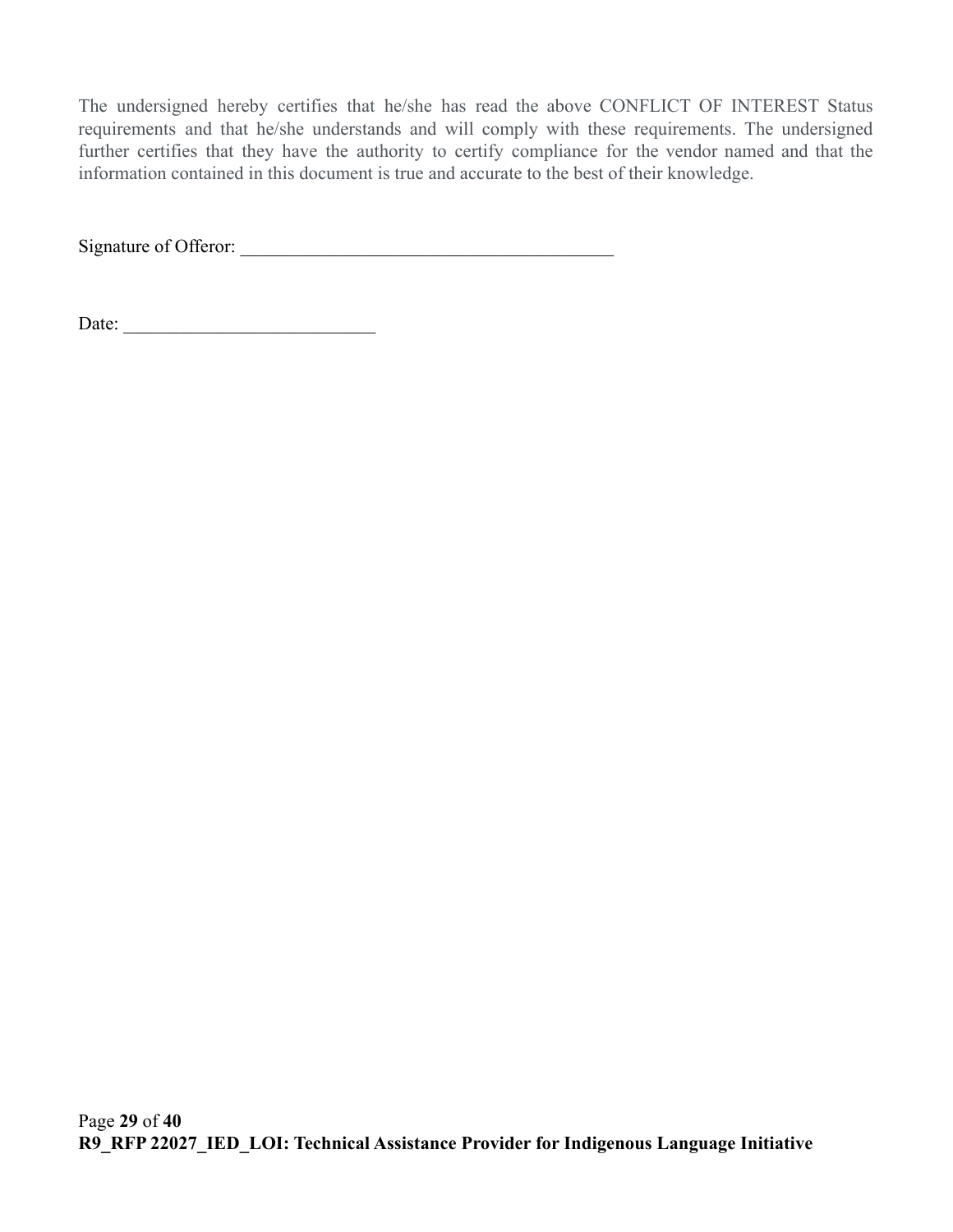The undersigned hereby certifies that he/she has read the above CONFLICT OF INTEREST Status requirements and that he/she understands and will comply with these requirements. The undersigned further certifies that they have the authority to certify compliance for the vendor named and that the information contained in this document is true and accurate to the best of their knowledge.

Signature of Offeror: ________________________________________

Date: ___________________________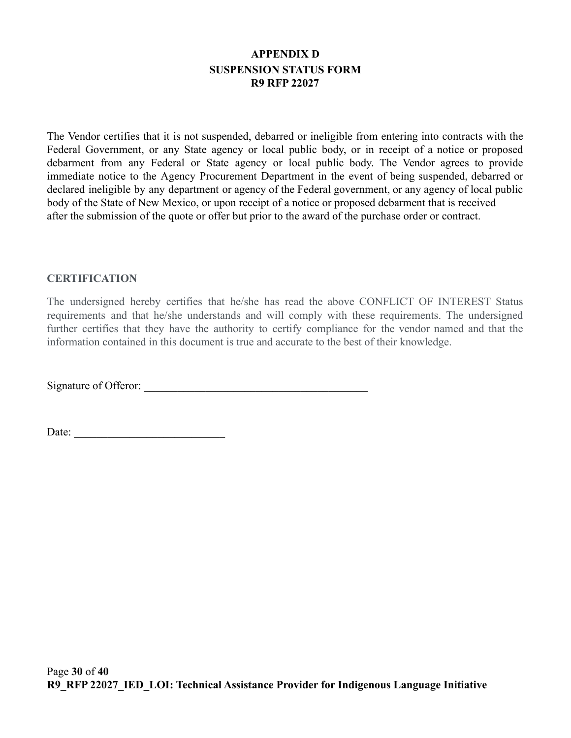# APPENDIX D
# SUSPENSION STATUS FORM
# R9 RFP 22027

The Vendor certifies that it is not suspended, debarred or ineligible from entering into contracts with the Federal Government, or any State agency or local public body, or in receipt of a notice or proposed debarment from any Federal or State agency or local public body. The Vendor agrees to provide immediate notice to the Agency Procurement Department in the event of being suspended, debarred or declared ineligible by any department or agency of the Federal government, or any agency of local public body of the State of New Mexico, or upon receipt of a notice or proposed debarment that is received after the submission of the quote or offer but prior to the award of the purchase order or contract.

## CERTIFICATION

The undersigned hereby certifies that he/she has read the above CONFLICT OF INTEREST Status requirements and that he/she understands and will comply with these requirements. The undersigned further certifies that they have the authority to certify compliance for the vendor named and that the information contained in this document is true and accurate to the best of their knowledge.

Signature of Offeror: ________________________________________

Date: ___________________________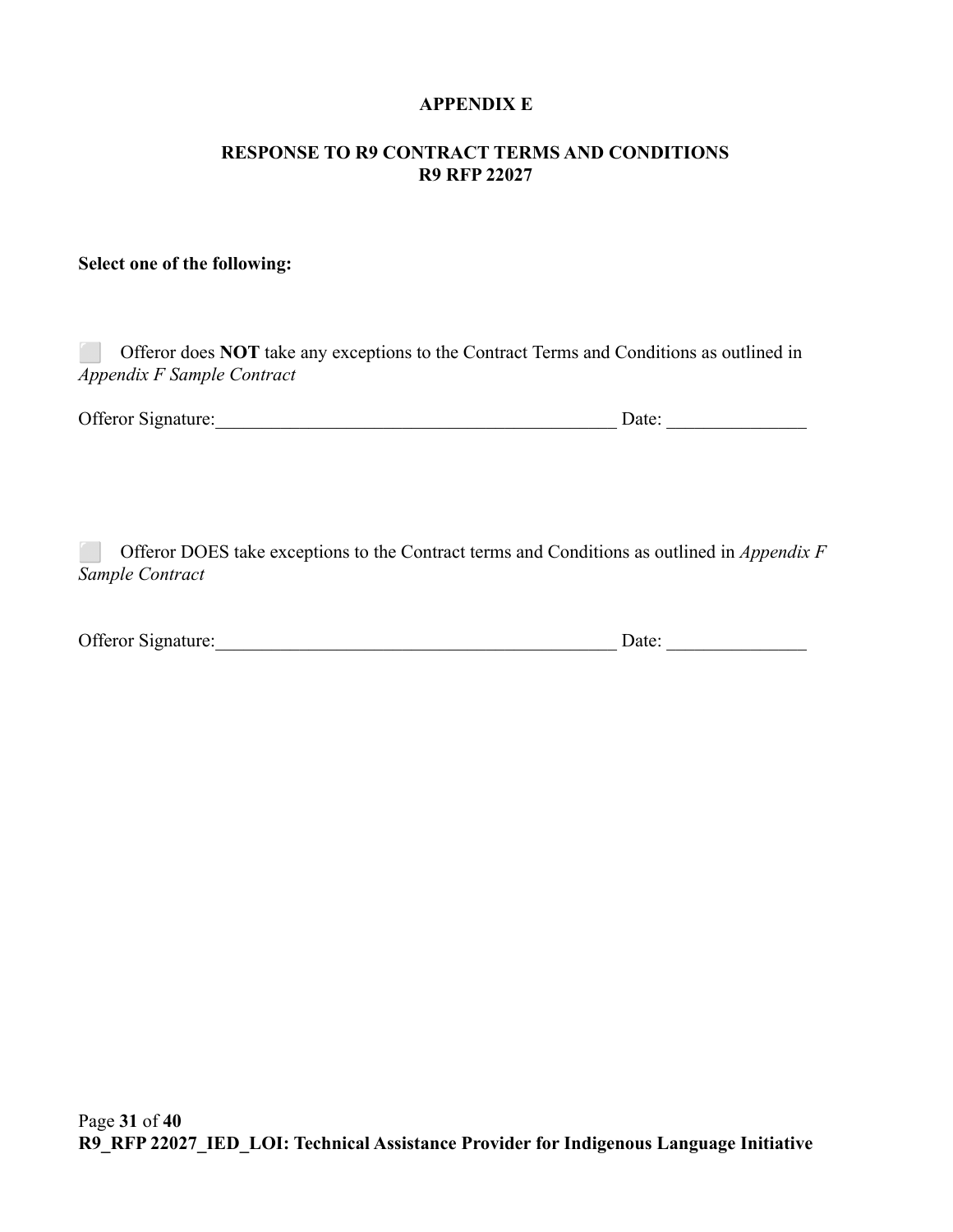**APPENDIX E**

**RESPONSE TO R9 CONTRACT TERMS AND CONDITIONS**
**R9 RFP 22027**

**Select one of the following:**

⬜ Offeror does **NOT** take any exceptions to the Contract Terms and Conditions as outlined in *Appendix F Sample Contract*

Offeror Signature:____________________________________________ Date: _______________

⬜ Offeror DOES take exceptions to the Contract terms and Conditions as outlined in *Appendix F Sample Contract*

Offeror Signature:____________________________________________ Date: _______________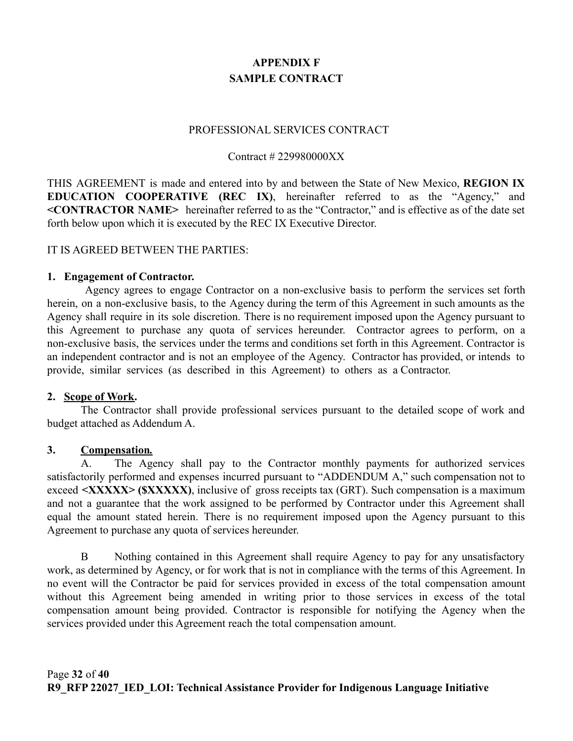# APPENDIX F
# SAMPLE CONTRACT

PROFESSIONAL SERVICES CONTRACT

Contract # 229980000XX

THIS AGREEMENT is made and entered into by and between the State of New Mexico, **REGION IX EDUCATION COOPERATIVE (REC IX)**, hereinafter referred to as the "Agency," and **<CONTRACTOR NAME>** hereinafter referred to as the "Contractor," and is effective as of the date set forth below upon which it is executed by the REC IX Executive Director.

IT IS AGREED BETWEEN THE PARTIES:

**1. Engagement of Contractor.**

Agency agrees to engage Contractor on a non-exclusive basis to perform the services set forth herein, on a non-exclusive basis, to the Agency during the term of this Agreement in such amounts as the Agency shall require in its sole discretion. There is no requirement imposed upon the Agency pursuant to this Agreement to purchase any quota of services hereunder. Contractor agrees to perform, on a non-exclusive basis, the services under the terms and conditions set forth in this Agreement. Contractor is an independent contractor and is not an employee of the Agency. Contractor has provided, or intends to provide, similar services (as described in this Agreement) to others as a Contractor.

**2. Scope of Work.**

The Contractor shall provide professional services pursuant to the detailed scope of work and budget attached as Addendum A.

**3. Compensation.**

A. The Agency shall pay to the Contractor monthly payments for authorized services satisfactorily performed and expenses incurred pursuant to "ADDENDUM A," such compensation not to exceed **<XXXXX> ($XXXXX)**, inclusive of gross receipts tax (GRT). Such compensation is a maximum and not a guarantee that the work assigned to be performed by Contractor under this Agreement shall equal the amount stated herein. There is no requirement imposed upon the Agency pursuant to this Agreement to purchase any quota of services hereunder.

B Nothing contained in this Agreement shall require Agency to pay for any unsatisfactory work, as determined by Agency, or for work that is not in compliance with the terms of this Agreement. In no event will the Contractor be paid for services provided in excess of the total compensation amount without this Agreement being amended in writing prior to those services in excess of the total compensation amount being provided. Contractor is responsible for notifying the Agency when the services provided under this Agreement reach the total compensation amount.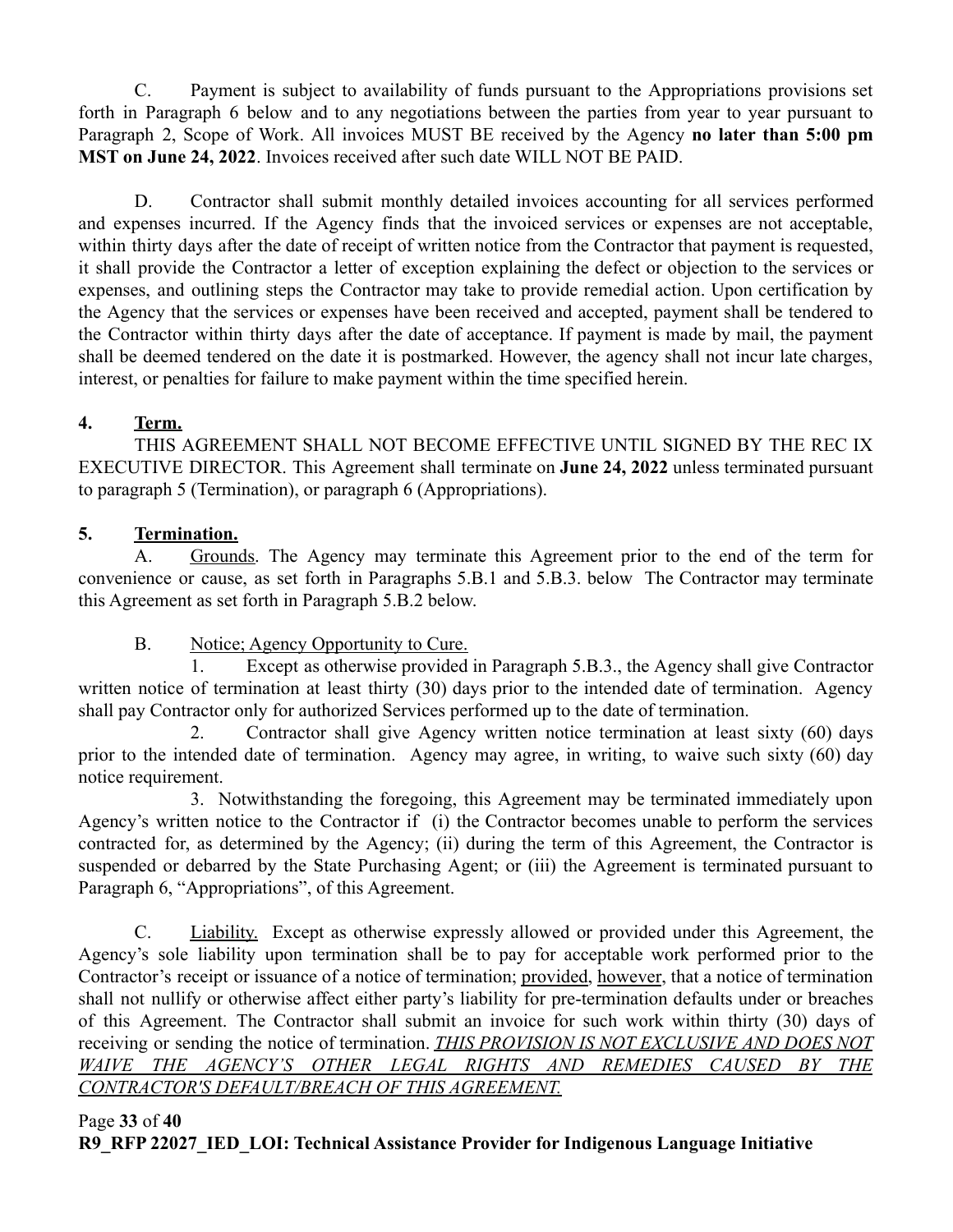C. Payment is subject to availability of funds pursuant to the Appropriations provisions set forth in Paragraph 6 below and to any negotiations between the parties from year to year pursuant to Paragraph 2, Scope of Work. All invoices MUST BE received by the Agency **no later than 5:00 pm MST on June 24, 2022**. Invoices received after such date WILL NOT BE PAID.

D. Contractor shall submit monthly detailed invoices accounting for all services performed and expenses incurred. If the Agency finds that the invoiced services or expenses are not acceptable, within thirty days after the date of receipt of written notice from the Contractor that payment is requested, it shall provide the Contractor a letter of exception explaining the defect or objection to the services or expenses, and outlining steps the Contractor may take to provide remedial action. Upon certification by the Agency that the services or expenses have been received and accepted, payment shall be tendered to the Contractor within thirty days after the date of acceptance. If payment is made by mail, the payment shall be deemed tendered on the date it is postmarked. However, the agency shall not incur late charges, interest, or penalties for failure to make payment within the time specified herein.

## 4. Term.

THIS AGREEMENT SHALL NOT BECOME EFFECTIVE UNTIL SIGNED BY THE REC IX EXECUTIVE DIRECTOR. This Agreement shall terminate on **June 24, 2022** unless terminated pursuant to paragraph 5 (Termination), or paragraph 6 (Appropriations).

## 5. Termination.

A. Grounds. The Agency may terminate this Agreement prior to the end of the term for convenience or cause, as set forth in Paragraphs 5.B.1 and 5.B.3. below The Contractor may terminate this Agreement as set forth in Paragraph 5.B.2 below.

B. Notice; Agency Opportunity to Cure.

1. Except as otherwise provided in Paragraph 5.B.3., the Agency shall give Contractor written notice of termination at least thirty (30) days prior to the intended date of termination. Agency shall pay Contractor only for authorized Services performed up to the date of termination.

2. Contractor shall give Agency written notice termination at least sixty (60) days prior to the intended date of termination. Agency may agree, in writing, to waive such sixty (60) day notice requirement.

3. Notwithstanding the foregoing, this Agreement may be terminated immediately upon Agency's written notice to the Contractor if (i) the Contractor becomes unable to perform the services contracted for, as determined by the Agency; (ii) during the term of this Agreement, the Contractor is suspended or debarred by the State Purchasing Agent; or (iii) the Agreement is terminated pursuant to Paragraph 6, "Appropriations", of this Agreement.

C. Liability. Except as otherwise expressly allowed or provided under this Agreement, the Agency's sole liability upon termination shall be to pay for acceptable work performed prior to the Contractor's receipt or issuance of a notice of termination; provided, however, that a notice of termination shall not nullify or otherwise affect either party's liability for pre-termination defaults under or breaches of this Agreement. The Contractor shall submit an invoice for such work within thirty (30) days of receiving or sending the notice of termination. *THIS PROVISION IS NOT EXCLUSIVE AND DOES NOT WAIVE THE AGENCY'S OTHER LEGAL RIGHTS AND REMEDIES CAUSED BY THE CONTRACTOR'S DEFAULT/BREACH OF THIS AGREEMENT.*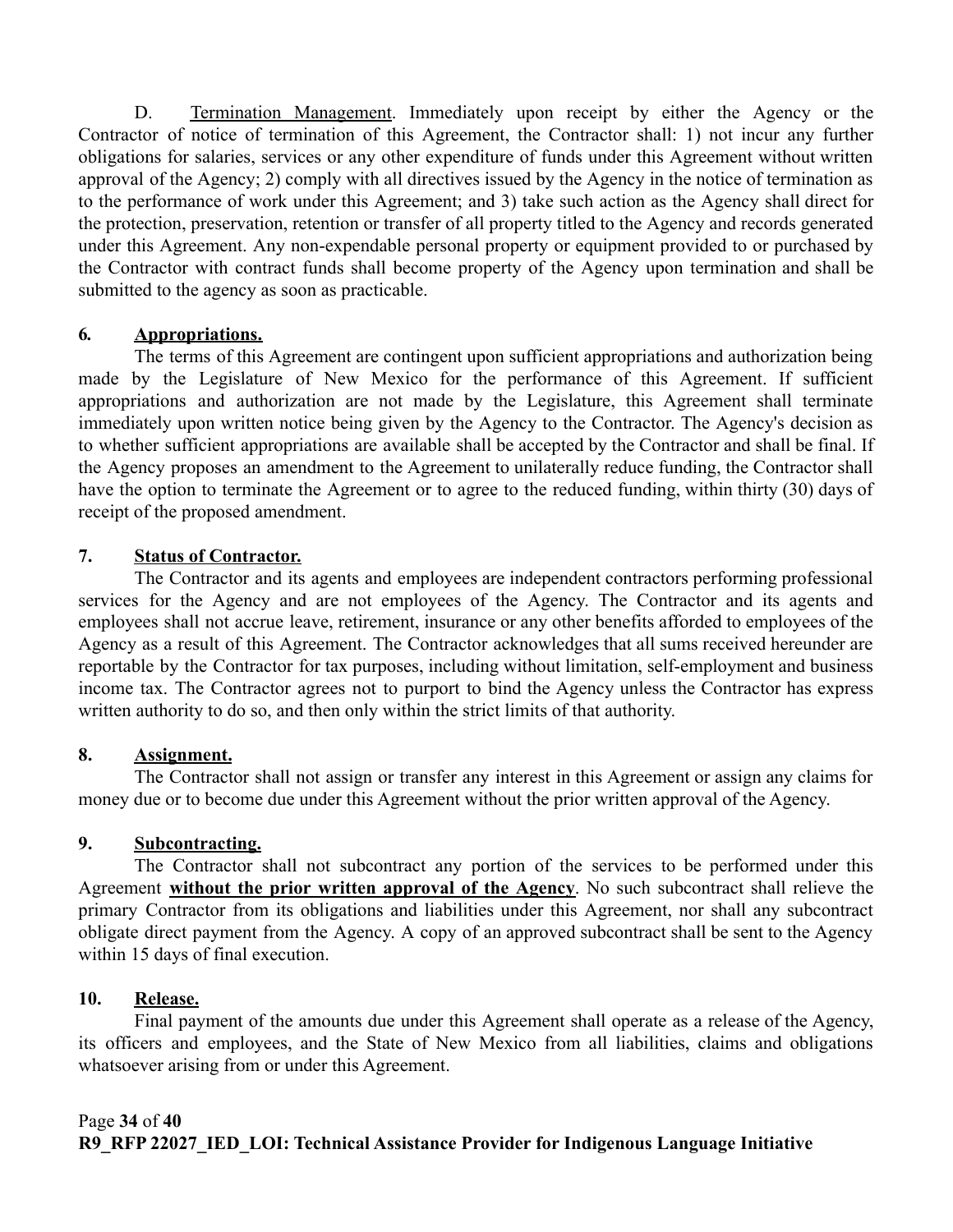D. <u>Termination Management</u>. Immediately upon receipt by either the Agency or the Contractor of notice of termination of this Agreement, the Contractor shall: 1) not incur any further obligations for salaries, services or any other expenditure of funds under this Agreement without written approval of the Agency; 2) comply with all directives issued by the Agency in the notice of termination as to the performance of work under this Agreement; and 3) take such action as the Agency shall direct for the protection, preservation, retention or transfer of all property titled to the Agency and records generated under this Agreement. Any non-expendable personal property or equipment provided to or purchased by the Contractor with contract funds shall become property of the Agency upon termination and shall be submitted to the agency as soon as practicable.

**6. <u>Appropriations.</u>**

The terms of this Agreement are contingent upon sufficient appropriations and authorization being made by the Legislature of New Mexico for the performance of this Agreement. If sufficient appropriations and authorization are not made by the Legislature, this Agreement shall terminate immediately upon written notice being given by the Agency to the Contractor. The Agency's decision as to whether sufficient appropriations are available shall be accepted by the Contractor and shall be final. If the Agency proposes an amendment to the Agreement to unilaterally reduce funding, the Contractor shall have the option to terminate the Agreement or to agree to the reduced funding, within thirty (30) days of receipt of the proposed amendment.

**7. <u>Status of Contractor.</u>**

The Contractor and its agents and employees are independent contractors performing professional services for the Agency and are not employees of the Agency. The Contractor and its agents and employees shall not accrue leave, retirement, insurance or any other benefits afforded to employees of the Agency as a result of this Agreement. The Contractor acknowledges that all sums received hereunder are reportable by the Contractor for tax purposes, including without limitation, self-employment and business income tax. The Contractor agrees not to purport to bind the Agency unless the Contractor has express written authority to do so, and then only within the strict limits of that authority.

**8. <u>Assignment.</u>**

The Contractor shall not assign or transfer any interest in this Agreement or assign any claims for money due or to become due under this Agreement without the prior written approval of the Agency.

**9. <u>Subcontracting.</u>**

The Contractor shall not subcontract any portion of the services to be performed under this Agreement **<u>without the prior written approval of the Agency</u>**. No such subcontract shall relieve the primary Contractor from its obligations and liabilities under this Agreement, nor shall any subcontract obligate direct payment from the Agency. A copy of an approved subcontract shall be sent to the Agency within 15 days of final execution.

**10. <u>Release.</u>**

Final payment of the amounts due under this Agreement shall operate as a release of the Agency, its officers and employees, and the State of New Mexico from all liabilities, claims and obligations whatsoever arising from or under this Agreement.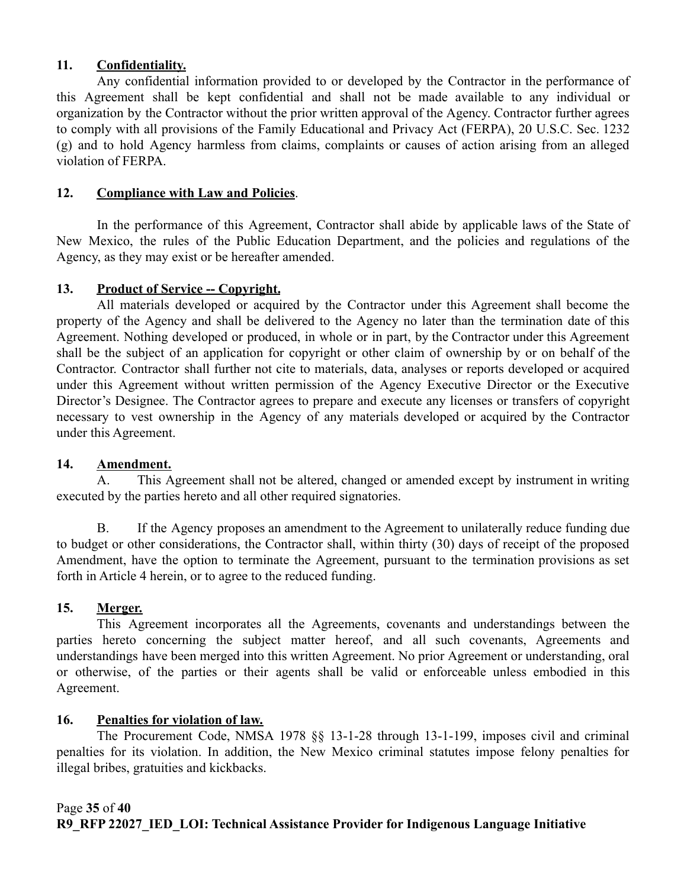**11. Confidentiality.**

Any confidential information provided to or developed by the Contractor in the performance of this Agreement shall be kept confidential and shall not be made available to any individual or organization by the Contractor without the prior written approval of the Agency. Contractor further agrees to comply with all provisions of the Family Educational and Privacy Act (FERPA), 20 U.S.C. Sec. 1232 (g) and to hold Agency harmless from claims, complaints or causes of action arising from an alleged violation of FERPA.

**12. Compliance with Law and Policies**.

In the performance of this Agreement, Contractor shall abide by applicable laws of the State of New Mexico, the rules of the Public Education Department, and the policies and regulations of the Agency, as they may exist or be hereafter amended.

**13. Product of Service -- Copyright.**

All materials developed or acquired by the Contractor under this Agreement shall become the property of the Agency and shall be delivered to the Agency no later than the termination date of this Agreement. Nothing developed or produced, in whole or in part, by the Contractor under this Agreement shall be the subject of an application for copyright or other claim of ownership by or on behalf of the Contractor. Contractor shall further not cite to materials, data, analyses or reports developed or acquired under this Agreement without written permission of the Agency Executive Director or the Executive Director's Designee. The Contractor agrees to prepare and execute any licenses or transfers of copyright necessary to vest ownership in the Agency of any materials developed or acquired by the Contractor under this Agreement.

**14. Amendment.**

A. This Agreement shall not be altered, changed or amended except by instrument in writing executed by the parties hereto and all other required signatories.

B. If the Agency proposes an amendment to the Agreement to unilaterally reduce funding due to budget or other considerations, the Contractor shall, within thirty (30) days of receipt of the proposed Amendment, have the option to terminate the Agreement, pursuant to the termination provisions as set forth in Article 4 herein, or to agree to the reduced funding.

**15. Merger.**

This Agreement incorporates all the Agreements, covenants and understandings between the parties hereto concerning the subject matter hereof, and all such covenants, Agreements and understandings have been merged into this written Agreement. No prior Agreement or understanding, oral or otherwise, of the parties or their agents shall be valid or enforceable unless embodied in this Agreement.

**16. Penalties for violation of law.**

The Procurement Code, NMSA 1978 §§ 13-1-28 through 13-1-199, imposes civil and criminal penalties for its violation. In addition, the New Mexico criminal statutes impose felony penalties for illegal bribes, gratuities and kickbacks.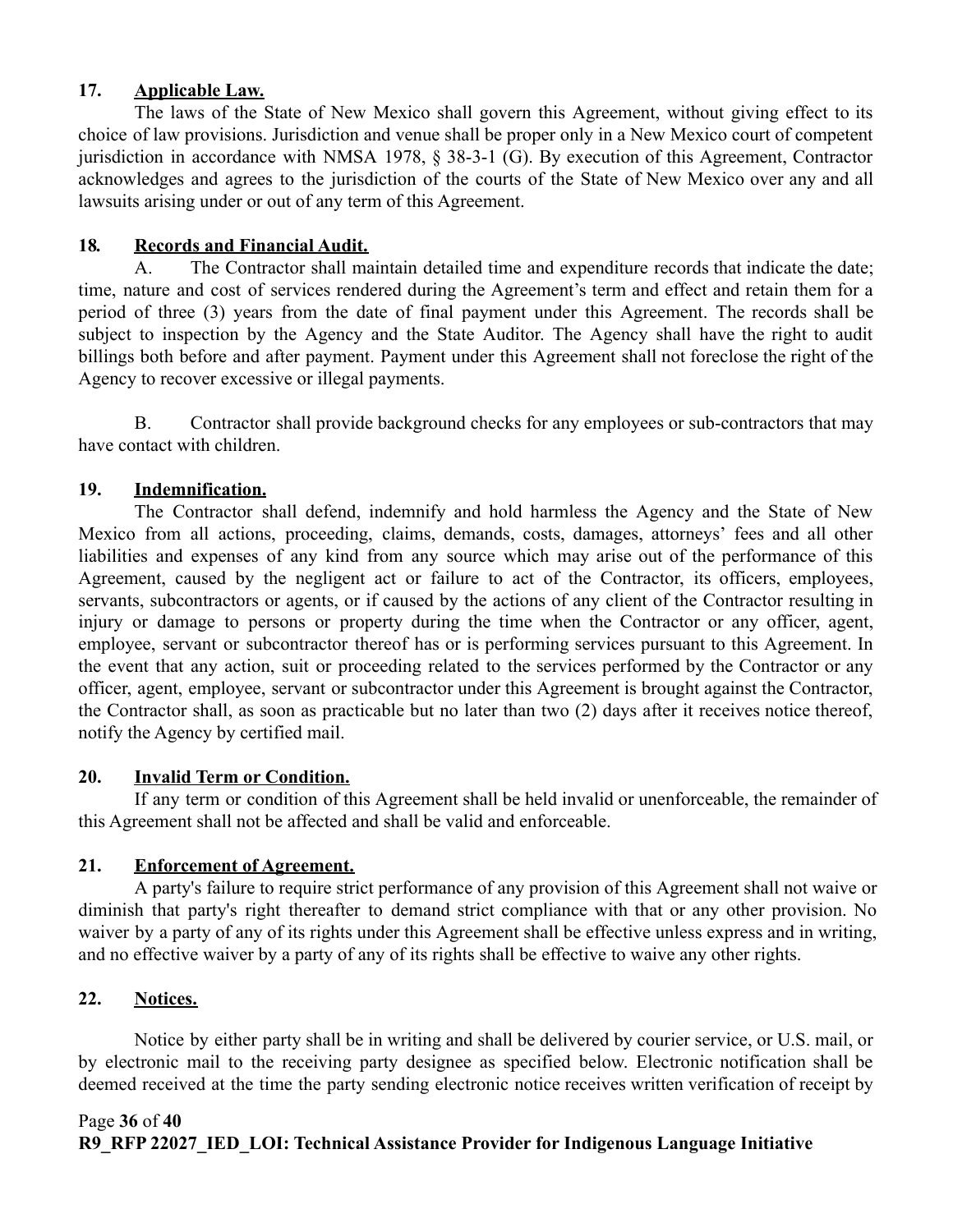**17. Applicable Law.**

The laws of the State of New Mexico shall govern this Agreement, without giving effect to its choice of law provisions. Jurisdiction and venue shall be proper only in a New Mexico court of competent jurisdiction in accordance with NMSA 1978, § 38-3-1 (G). By execution of this Agreement, Contractor acknowledges and agrees to the jurisdiction of the courts of the State of New Mexico over any and all lawsuits arising under or out of any term of this Agreement.

**18. Records and Financial Audit.**

A. The Contractor shall maintain detailed time and expenditure records that indicate the date; time, nature and cost of services rendered during the Agreement's term and effect and retain them for a period of three (3) years from the date of final payment under this Agreement. The records shall be subject to inspection by the Agency and the State Auditor. The Agency shall have the right to audit billings both before and after payment. Payment under this Agreement shall not foreclose the right of the Agency to recover excessive or illegal payments.

B. Contractor shall provide background checks for any employees or sub-contractors that may have contact with children.

**19. Indemnification.**

The Contractor shall defend, indemnify and hold harmless the Agency and the State of New Mexico from all actions, proceeding, claims, demands, costs, damages, attorneys' fees and all other liabilities and expenses of any kind from any source which may arise out of the performance of this Agreement, caused by the negligent act or failure to act of the Contractor, its officers, employees, servants, subcontractors or agents, or if caused by the actions of any client of the Contractor resulting in injury or damage to persons or property during the time when the Contractor or any officer, agent, employee, servant or subcontractor thereof has or is performing services pursuant to this Agreement. In the event that any action, suit or proceeding related to the services performed by the Contractor or any officer, agent, employee, servant or subcontractor under this Agreement is brought against the Contractor, the Contractor shall, as soon as practicable but no later than two (2) days after it receives notice thereof, notify the Agency by certified mail.

**20. Invalid Term or Condition.**

If any term or condition of this Agreement shall be held invalid or unenforceable, the remainder of this Agreement shall not be affected and shall be valid and enforceable.

**21. Enforcement of Agreement.**

A party's failure to require strict performance of any provision of this Agreement shall not waive or diminish that party's right thereafter to demand strict compliance with that or any other provision. No waiver by a party of any of its rights under this Agreement shall be effective unless express and in writing, and no effective waiver by a party of any of its rights shall be effective to waive any other rights.

**22. Notices.**

Notice by either party shall be in writing and shall be delivered by courier service, or U.S. mail, or by electronic mail to the receiving party designee as specified below. Electronic notification shall be deemed received at the time the party sending electronic notice receives written verification of receipt by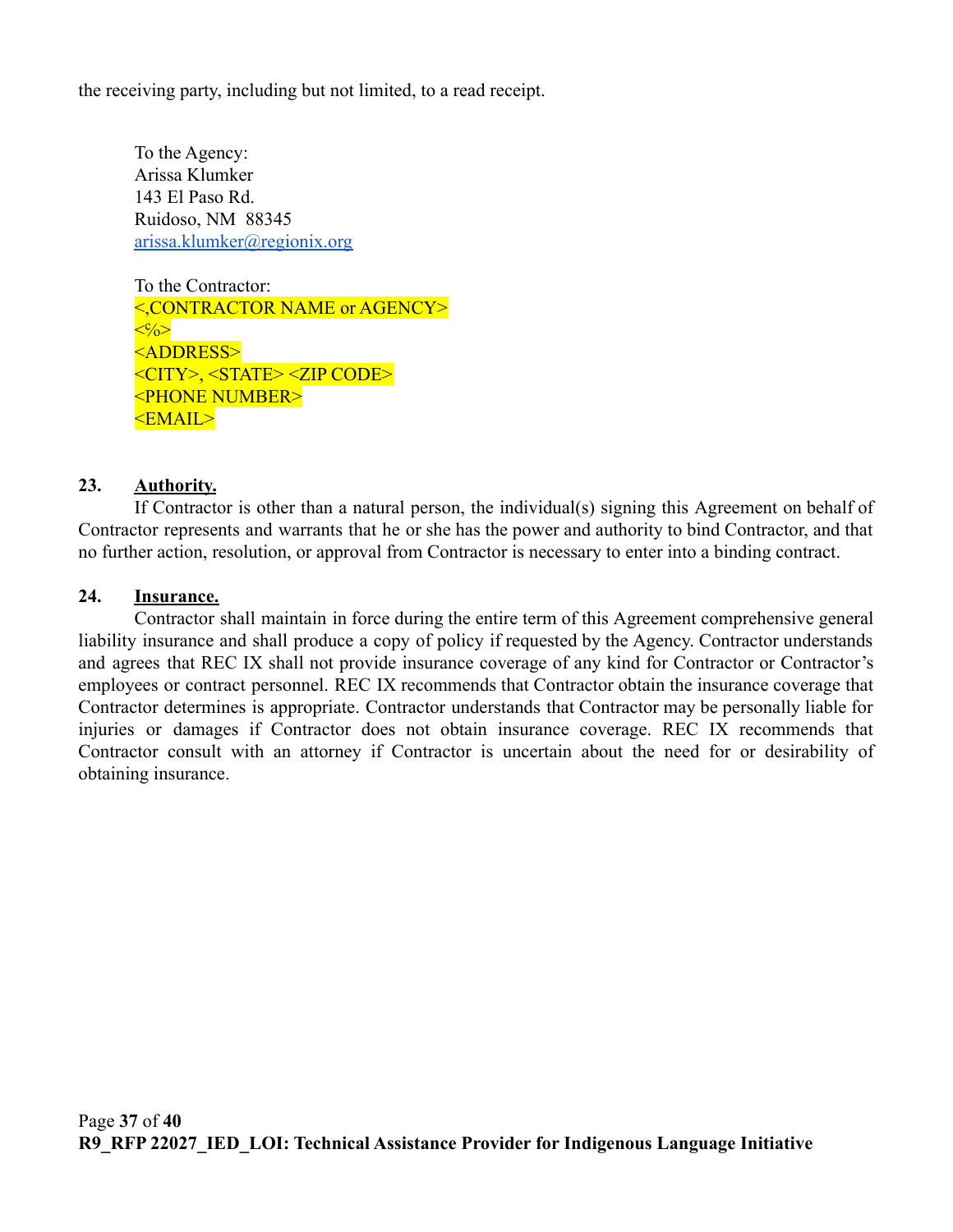the receiving party, including but not limited, to a read receipt.

To the Agency:
Arissa Klumker
143 El Paso Rd.
Ruidoso, NM  88345
arissa.klumker@regionix.org

To the Contractor:
<,CONTRACTOR NAME or AGENCY>
<%>
<ADDRESS>
<CITY>, <STATE> <ZIP CODE>
<PHONE NUMBER>
<EMAIL>

**23. Authority.**

If Contractor is other than a natural person, the individual(s) signing this Agreement on behalf of Contractor represents and warrants that he or she has the power and authority to bind Contractor, and that no further action, resolution, or approval from Contractor is necessary to enter into a binding contract.

**24. Insurance.**

Contractor shall maintain in force during the entire term of this Agreement comprehensive general liability insurance and shall produce a copy of policy if requested by the Agency. Contractor understands and agrees that REC IX shall not provide insurance coverage of any kind for Contractor or Contractor's employees or contract personnel. REC IX recommends that Contractor obtain the insurance coverage that Contractor determines is appropriate. Contractor understands that Contractor may be personally liable for injuries or damages if Contractor does not obtain insurance coverage. REC IX recommends that Contractor consult with an attorney if Contractor is uncertain about the need for or desirability of obtaining insurance.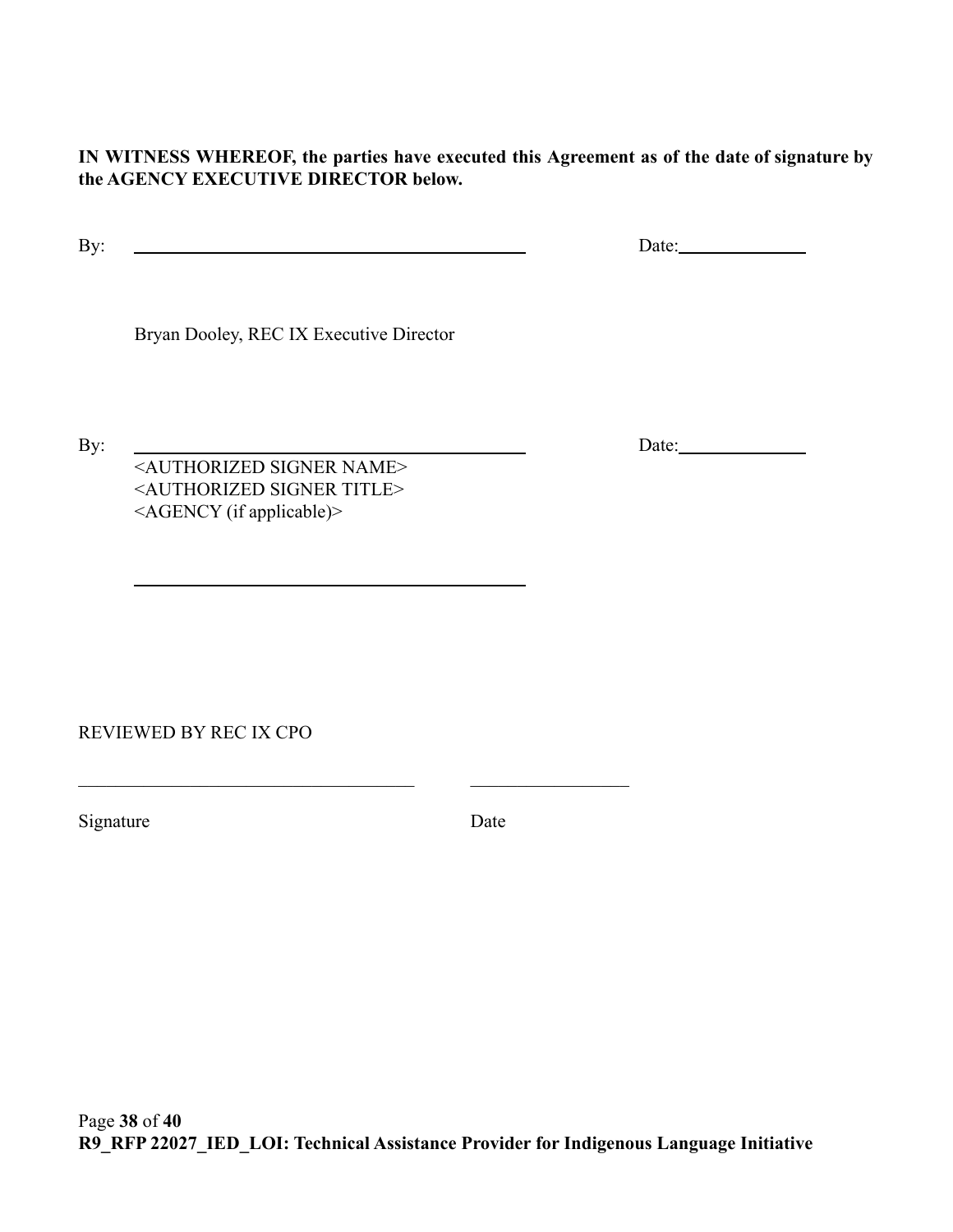**IN WITNESS WHEREOF, the parties have executed this Agreement as of the date of signature by the AGENCY EXECUTIVE DIRECTOR below.**

By: ______________________________________ Date: ______________

Bryan Dooley, REC IX Executive Director

By: ______________________________________ Date: ______________

<AUTHORIZED SIGNER NAME>
<AUTHORIZED SIGNER TITLE>
<AGENCY (if applicable)>

______________________________________

REVIEWED BY REC IX CPO

______________________________________ ________________

Signature Date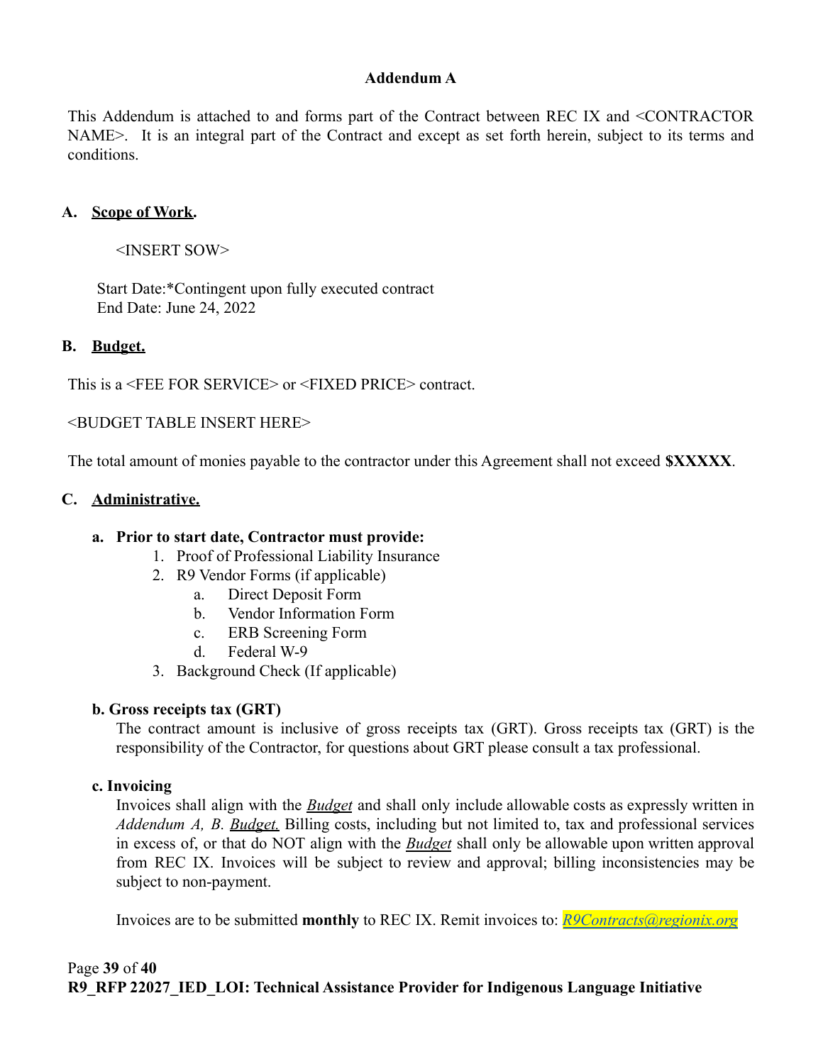## Addendum A

This Addendum is attached to and forms part of the Contract between REC IX and <CONTRACTOR NAME>. It is an integral part of the Contract and except as set forth herein, subject to its terms and conditions.

### A. Scope of Work.

<INSERT SOW>

Start Date:*Contingent upon fully executed contract
End Date: June 24, 2022

### B. Budget.

This is a <FEE FOR SERVICE> or <FIXED PRICE> contract.

<BUDGET TABLE INSERT HERE>

The total amount of monies payable to the contractor under this Agreement shall not exceed **$XXXXX**.

### C. Administrative.

**a. Prior to start date, Contractor must provide:**

1. Proof of Professional Liability Insurance
2. R9 Vendor Forms (if applicable)
   a. Direct Deposit Form
   b. Vendor Information Form
   c. ERB Screening Form
   d. Federal W-9
3. Background Check (If applicable)

**b. Gross receipts tax (GRT)**

The contract amount is inclusive of gross receipts tax (GRT). Gross receipts tax (GRT) is the responsibility of the Contractor, for questions about GRT please consult a tax professional.

**c. Invoicing**

Invoices shall align with the ***Budget*** and shall only include allowable costs as expressly written in *Addendum A, B. Budget.* Billing costs, including but not limited to, tax and professional services in excess of, or that do NOT align with the ***Budget*** shall only be allowable upon written approval from REC IX. Invoices will be subject to review and approval; billing inconsistencies may be subject to non-payment.

Invoices are to be submitted **monthly** to REC IX. Remit invoices to: *R9Contracts@regionix.org*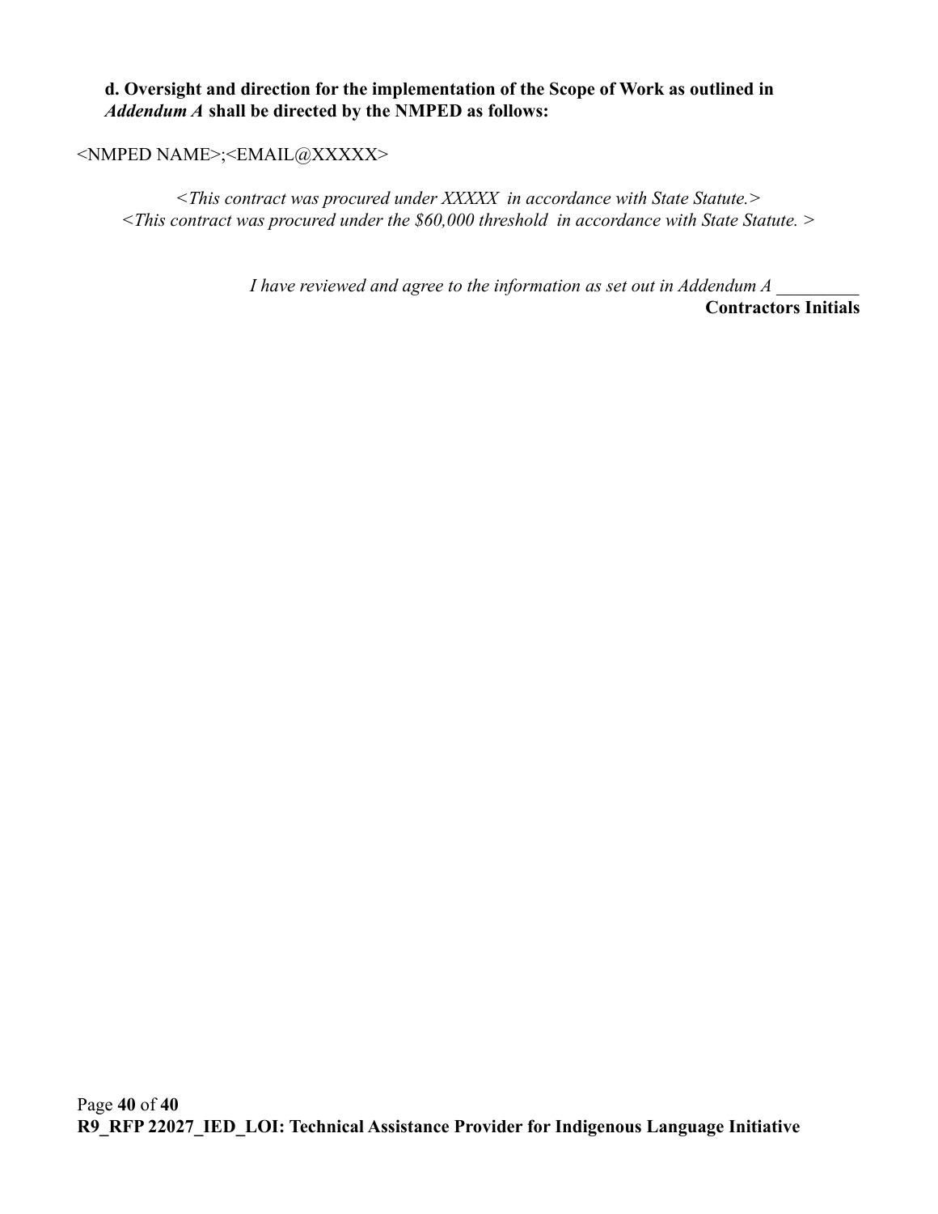**d. Oversight and direction for the implementation of the Scope of Work as outlined in *Addendum A* shall be directed by the NMPED as follows:**

<NMPED NAME>;<EMAIL@XXXXX>

*<This contract was procured under XXXXX in accordance with State Statute.>*
*<This contract was procured under the $60,000 threshold in accordance with State Statute. >*

*I have reviewed and agree to the information as set out in Addendum A* _________
**Contractors Initials**